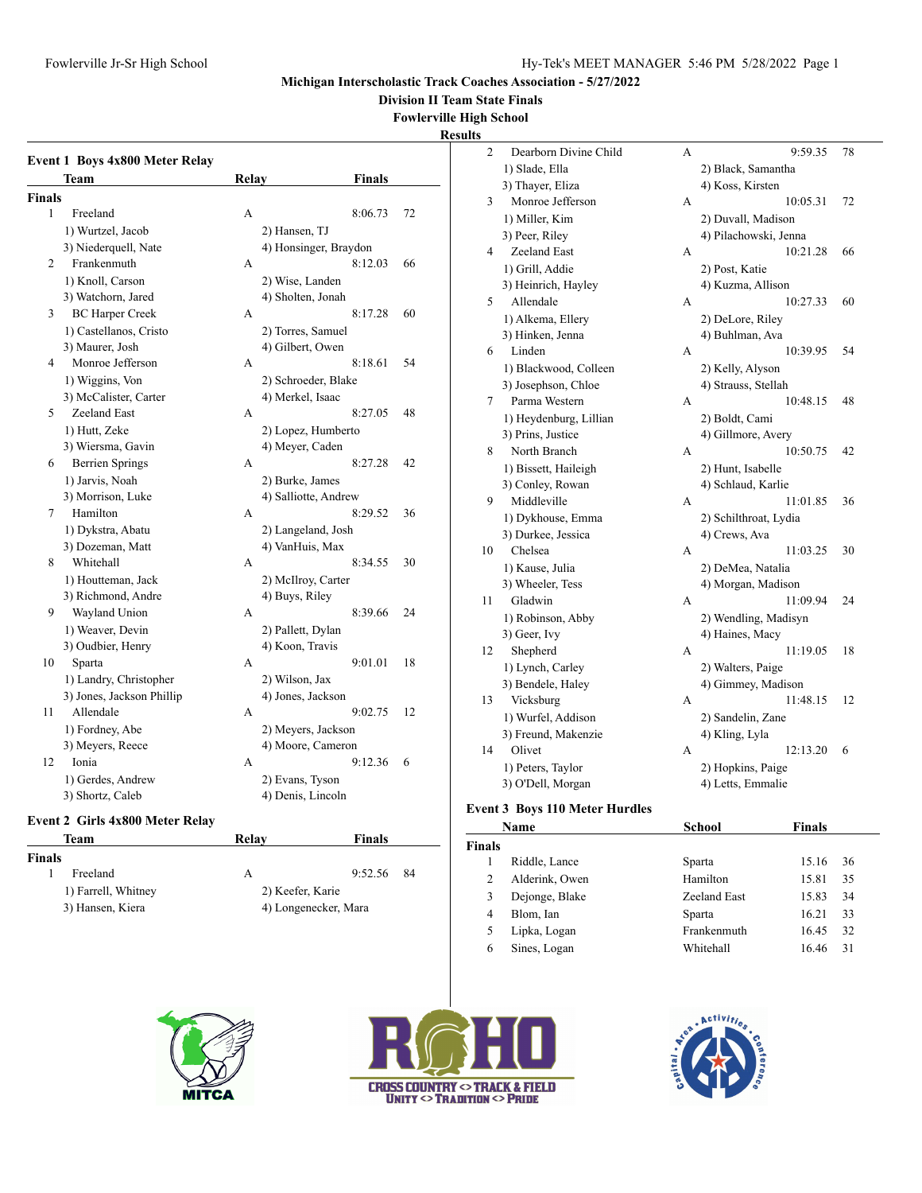Fowlerville Jr-Sr High School

## Michigan Interscholastic Track Coaches Association - 5/27/2022

### Division II Team State Finals

### Fowlerville High School

### Results

#### Event 1 Boys 4x800 Meter Relay

| | Team | Relay | Finals | |
|---|---|---|---|---|
| **Finals** | | | | |
| 1 | Freeland | A | 8:06.73 | 72 |
| | 1) Wurtzel, Jacob | 2) Hansen, TJ | | |
| | 3) Niederquell, Nate | 4) Honsinger, Braydon | | |
| 2 | Frankenmuth | A | 8:12.03 | 66 |
| | 1) Knoll, Carson | 2) Wise, Landen | | |
| | 3) Watchorn, Jared | 4) Sholten, Jonah | | |
| 3 | BC Harper Creek | A | 8:17.28 | 60 |
| | 1) Castellanos, Cristo | 2) Torres, Samuel | | |
| | 3) Maurer, Josh | 4) Gilbert, Owen | | |
| 4 | Monroe Jefferson | A | 8:18.61 | 54 |
| | 1) Wiggins, Von | 2) Schroeder, Blake | | |
| | 3) McCalister, Carter | 4) Merkel, Isaac | | |
| 5 | Zeeland East | A | 8:27.05 | 48 |
| | 1) Hutt, Zeke | 2) Lopez, Humberto | | |
| | 3) Wiersma, Gavin | 4) Meyer, Caden | | |
| 6 | Berrien Springs | A | 8:27.28 | 42 |
| | 1) Jarvis, Noah | 2) Burke, James | | |
| | 3) Morrison, Luke | 4) Salliotte, Andrew | | |
| 7 | Hamilton | A | 8:29.52 | 36 |
| | 1) Dykstra, Abatu | 2) Langeland, Josh | | |
| | 3) Dozeman, Matt | 4) VanHuis, Max | | |
| 8 | Whitehall | A | 8:34.55 | 30 |
| | 1) Houtteman, Jack | 2) McIlroy, Carter | | |
| | 3) Richmond, Andre | 4) Buys, Riley | | |
| 9 | Wayland Union | A | 8:39.66 | 24 |
| | 1) Weaver, Devin | 2) Pallett, Dylan | | |
| | 3) Oudbier, Henry | 4) Koon, Travis | | |
| 10 | Sparta | A | 9:01.01 | 18 |
| | 1) Landry, Christopher | 2) Wilson, Jax | | |
| | 3) Jones, Jackson Phillip | 4) Jones, Jackson | | |
| 11 | Allendale | A | 9:02.75 | 12 |
| | 1) Fordney, Abe | 2) Meyers, Jackson | | |
| | 3) Meyers, Reece | 4) Moore, Cameron | | |
| 12 | Ionia | A | 9:12.36 | 6 |
| | 1) Gerdes, Andrew | 2) Evans, Tyson | | |
| | 3) Shortz, Caleb | 4) Denis, Lincoln | | |

#### Event 2 Girls 4x800 Meter Relay

| | Team | Relay | Finals | |
|---|---|---|---|---|
| **Finals** | | | | |
| 1 | Freeland | A | 9:52.56 | 84 |
| | 1) Farrell, Whitney | 2) Keefer, Karie | | |
| | 3) Hansen, Kiera | 4) Longenecker, Mara | | |
| 2 | Dearborn Divine Child | A | 9:59.35 | 78 |
| | 1) Slade, Ella | 2) Black, Samantha | | |
| | 3) Thayer, Eliza | 4) Koss, Kirsten | | |
| 3 | Monroe Jefferson | A | 10:05.31 | 72 |
| | 1) Miller, Kim | 2) Duvall, Madison | | |
| | 3) Peer, Riley | 4) Pilachowski, Jenna | | |
| 4 | Zeeland East | A | 10:21.28 | 66 |
| | 1) Grill, Addie | 2) Post, Katie | | |
| | 3) Heinrich, Hayley | 4) Kuzma, Allison | | |
| 5 | Allendale | A | 10:27.33 | 60 |
| | 1) Alkema, Ellery | 2) DeLore, Riley | | |
| | 3) Hinken, Jenna | 4) Buhlman, Ava | | |
| 6 | Linden | A | 10:39.95 | 54 |
| | 1) Blackwood, Colleen | 2) Kelly, Alyson | | |
| | 3) Josephson, Chloe | 4) Strauss, Stellah | | |
| 7 | Parma Western | A | 10:48.15 | 48 |
| | 1) Heydenburg, Lillian | 2) Boldt, Cami | | |
| | 3) Prins, Justice | 4) Gillmore, Avery | | |
| 8 | North Branch | A | 10:50.75 | 42 |
| | 1) Bissett, Haileigh | 2) Hunt, Isabelle | | |
| | 3) Conley, Rowan | 4) Schlaud, Karlie | | |
| 9 | Middleville | A | 11:01.85 | 36 |
| | 1) Dykhouse, Emma | 2) Schilthroat, Lydia | | |
| | 3) Durkee, Jessica | 4) Crews, Ava | | |
| 10 | Chelsea | A | 11:03.25 | 30 |
| | 1) Kause, Julia | 2) DeMea, Natalia | | |
| | 3) Wheeler, Tess | 4) Morgan, Madison | | |
| 11 | Gladwin | A | 11:09.94 | 24 |
| | 1) Robinson, Abby | 2) Wendling, Madisyn | | |
| | 3) Geer, Ivy | 4) Haines, Macy | | |
| 12 | Shepherd | A | 11:19.05 | 18 |
| | 1) Lynch, Carley | 2) Walters, Paige | | |
| | 3) Bendele, Haley | 4) Gimmey, Madison | | |
| 13 | Vicksburg | A | 11:48.15 | 12 |
| | 1) Wurfel, Addison | 2) Sandelin, Zane | | |
| | 3) Freund, Makenzie | 4) Kling, Lyla | | |
| 14 | Olivet | A | 12:13.20 | 6 |
| | 1) Peters, Taylor | 2) Hopkins, Paige | | |
| | 3) O'Dell, Morgan | 4) Letts, Emmalie | | |

#### Event 3 Boys 110 Meter Hurdles

| | Name | School | Finals | |
|---|---|---|---|---|
| **Finals** | | | | |
| 1 | Riddle, Lance | Sparta | 15.16 | 36 |
| 2 | Alderink, Owen | Hamilton | 15.81 | 35 |
| 3 | Dejonge, Blake | Zeeland East | 15.83 | 34 |
| 4 | Blom, Ian | Sparta | 16.21 | 33 |
| 5 | Lipka, Logan | Frankenmuth | 16.45 | 32 |
| 6 | Sines, Logan | Whitehall | 16.46 | 31 |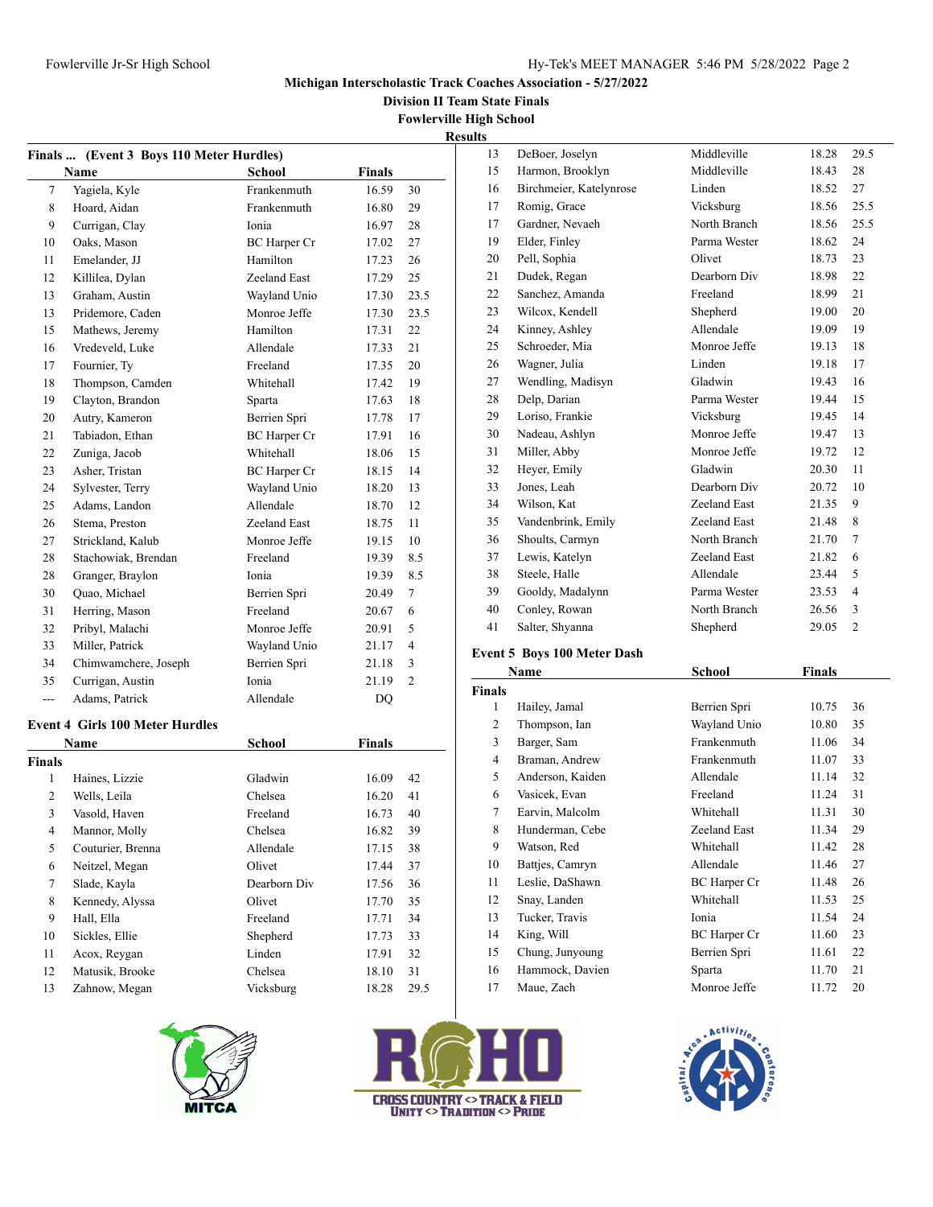Michigan Interscholastic Track Coaches Association - 5/27/2022

Division II Team State Finals

Fowlerville High School

Results

**Finals ... (Event 3 Boys 110 Meter Hurdles)**

| | Name | School | Finals | |
|---|---|---|---|---|
| 7 | Yagiela, Kyle | Frankenmuth | 16.59 | 30 |
| 8 | Hoard, Aidan | Frankenmuth | 16.80 | 29 |
| 9 | Currigan, Clay | Ionia | 16.97 | 28 |
| 10 | Oaks, Mason | BC Harper Cr | 17.02 | 27 |
| 11 | Emelander, JJ | Hamilton | 17.23 | 26 |
| 12 | Killilea, Dylan | Zeeland East | 17.29 | 25 |
| 13 | Graham, Austin | Wayland Unio | 17.30 | 23.5 |
| 13 | Pridemore, Caden | Monroe Jeffe | 17.30 | 23.5 |
| 15 | Mathews, Jeremy | Hamilton | 17.31 | 22 |
| 16 | Vredeveld, Luke | Allendale | 17.33 | 21 |
| 17 | Fournier, Ty | Freeland | 17.35 | 20 |
| 18 | Thompson, Camden | Whitehall | 17.42 | 19 |
| 19 | Clayton, Brandon | Sparta | 17.63 | 18 |
| 20 | Autry, Kameron | Berrien Spri | 17.78 | 17 |
| 21 | Tabiadon, Ethan | BC Harper Cr | 17.91 | 16 |
| 22 | Zuniga, Jacob | Whitehall | 18.06 | 15 |
| 23 | Asher, Tristan | BC Harper Cr | 18.15 | 14 |
| 24 | Sylvester, Terry | Wayland Unio | 18.20 | 13 |
| 25 | Adams, Landon | Allendale | 18.70 | 12 |
| 26 | Stema, Preston | Zeeland East | 18.75 | 11 |
| 27 | Strickland, Kalub | Monroe Jeffe | 19.15 | 10 |
| 28 | Stachowiak, Brendan | Freeland | 19.39 | 8.5 |
| 28 | Granger, Braylon | Ionia | 19.39 | 8.5 |
| 30 | Quao, Michael | Berrien Spri | 20.49 | 7 |
| 31 | Herring, Mason | Freeland | 20.67 | 6 |
| 32 | Pribyl, Malachi | Monroe Jeffe | 20.91 | 5 |
| 33 | Miller, Patrick | Wayland Unio | 21.17 | 4 |
| 34 | Chimwamchere, Joseph | Berrien Spri | 21.18 | 3 |
| 35 | Currigan, Austin | Ionia | 21.19 | 2 |
| --- | Adams, Patrick | Allendale | DQ | |

**Event 4 Girls 100 Meter Hurdles**

| | Name | School | Finals | |
|---|---|---|---|---|
| **Finals** | | | | |
| 1 | Haines, Lizzie | Gladwin | 16.09 | 42 |
| 2 | Wells, Leila | Chelsea | 16.20 | 41 |
| 3 | Vasold, Haven | Freeland | 16.73 | 40 |
| 4 | Mannor, Molly | Chelsea | 16.82 | 39 |
| 5 | Couturier, Brenna | Allendale | 17.15 | 38 |
| 6 | Neitzel, Megan | Olivet | 17.44 | 37 |
| 7 | Slade, Kayla | Dearborn Div | 17.56 | 36 |
| 8 | Kennedy, Alyssa | Olivet | 17.70 | 35 |
| 9 | Hall, Ella | Freeland | 17.71 | 34 |
| 10 | Sickles, Ellie | Shepherd | 17.73 | 33 |
| 11 | Acox, Reygan | Linden | 17.91 | 32 |
| 12 | Matusik, Brooke | Chelsea | 18.10 | 31 |
| 13 | Zahnow, Megan | Vicksburg | 18.28 | 29.5 |
| 13 | DeBoer, Joselyn | Middleville | 18.28 | 29.5 |
| 15 | Harmon, Brooklyn | Middleville | 18.43 | 28 |
| 16 | Birchmeier, Katelynrose | Linden | 18.52 | 27 |
| 17 | Romig, Grace | Vicksburg | 18.56 | 25.5 |
| 17 | Gardner, Nevaeh | North Branch | 18.56 | 25.5 |
| 19 | Elder, Finley | Parma Wester | 18.62 | 24 |
| 20 | Pell, Sophia | Olivet | 18.73 | 23 |
| 21 | Dudek, Regan | Dearborn Div | 18.98 | 22 |
| 22 | Sanchez, Amanda | Freeland | 18.99 | 21 |
| 23 | Wilcox, Kendell | Shepherd | 19.00 | 20 |
| 24 | Kinney, Ashley | Allendale | 19.09 | 19 |
| 25 | Schroeder, Mia | Monroe Jeffe | 19.13 | 18 |
| 26 | Wagner, Julia | Linden | 19.18 | 17 |
| 27 | Wendling, Madisyn | Gladwin | 19.43 | 16 |
| 28 | Delp, Darian | Parma Wester | 19.44 | 15 |
| 29 | Loriso, Frankie | Vicksburg | 19.45 | 14 |
| 30 | Nadeau, Ashlyn | Monroe Jeffe | 19.47 | 13 |
| 31 | Miller, Abby | Monroe Jeffe | 19.72 | 12 |
| 32 | Heyer, Emily | Gladwin | 20.30 | 11 |
| 33 | Jones, Leah | Dearborn Div | 20.72 | 10 |
| 34 | Wilson, Kat | Zeeland East | 21.35 | 9 |
| 35 | Vandenbrink, Emily | Zeeland East | 21.48 | 8 |
| 36 | Shoults, Carmyn | North Branch | 21.70 | 7 |
| 37 | Lewis, Katelyn | Zeeland East | 21.82 | 6 |
| 38 | Steele, Halle | Allendale | 23.44 | 5 |
| 39 | Gooldy, Madalynn | Parma Wester | 23.53 | 4 |
| 40 | Conley, Rowan | North Branch | 26.56 | 3 |
| 41 | Salter, Shyanna | Shepherd | 29.05 | 2 |

**Event 5 Boys 100 Meter Dash**

| | Name | School | Finals | |
|---|---|---|---|---|
| **Finals** | | | | |
| 1 | Hailey, Jamal | Berrien Spri | 10.75 | 36 |
| 2 | Thompson, Ian | Wayland Unio | 10.80 | 35 |
| 3 | Barger, Sam | Frankenmuth | 11.06 | 34 |
| 4 | Braman, Andrew | Frankenmuth | 11.07 | 33 |
| 5 | Anderson, Kaiden | Allendale | 11.14 | 32 |
| 6 | Vasicek, Evan | Freeland | 11.24 | 31 |
| 7 | Earvin, Malcolm | Whitehall | 11.31 | 30 |
| 8 | Hunderman, Cebe | Zeeland East | 11.34 | 29 |
| 9 | Watson, Red | Whitehall | 11.42 | 28 |
| 10 | Battjes, Camryn | Allendale | 11.46 | 27 |
| 11 | Leslie, DaShawn | BC Harper Cr | 11.48 | 26 |
| 12 | Snay, Landen | Whitehall | 11.53 | 25 |
| 13 | Tucker, Travis | Ionia | 11.54 | 24 |
| 14 | King, Will | BC Harper Cr | 11.60 | 23 |
| 15 | Chung, Junyoung | Berrien Spri | 11.61 | 22 |
| 16 | Hammock, Davien | Sparta | 11.70 | 21 |
| 17 | Maue, Zach | Monroe Jeffe | 11.72 | 20 |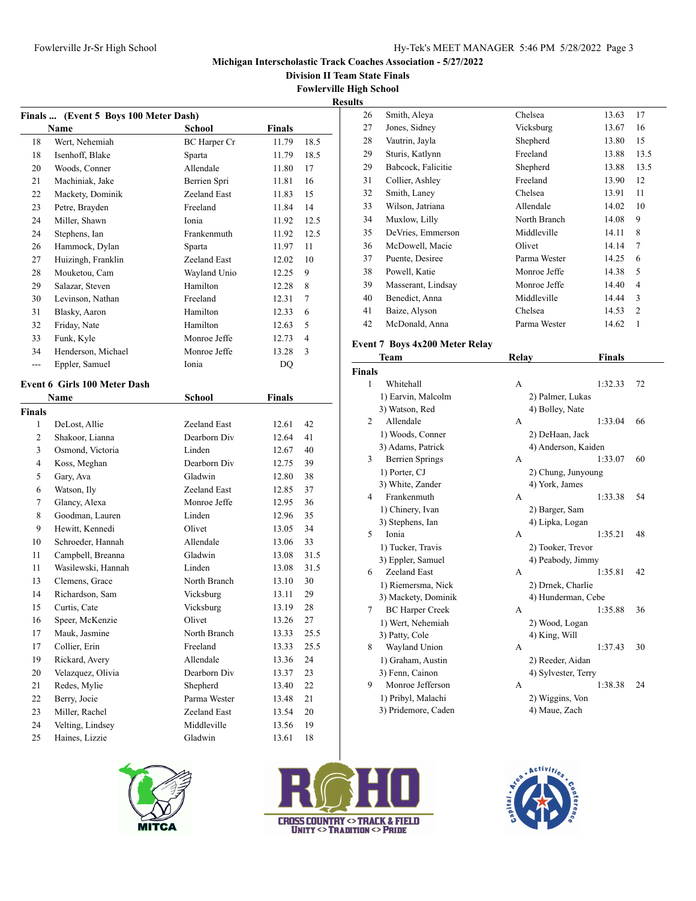## Michigan Interscholastic Track Coaches Association - 5/27/2022

### Division II Team State Finals

### Fowlerville High School

### Results

**Finals ... (Event 5 Boys 100 Meter Dash)**

| | Name | School | Finals | |
|---|---|---|---|---|
| 18 | Wert, Nehemiah | BC Harper Cr | 11.79 | 18.5 |
| 18 | Isenhoff, Blake | Sparta | 11.79 | 18.5 |
| 20 | Woods, Conner | Allendale | 11.80 | 17 |
| 21 | Machiniak, Jake | Berrien Spri | 11.81 | 16 |
| 22 | Mackety, Dominik | Zeeland East | 11.83 | 15 |
| 23 | Petre, Brayden | Freeland | 11.84 | 14 |
| 24 | Miller, Shawn | Ionia | 11.92 | 12.5 |
| 24 | Stephens, Ian | Frankenmuth | 11.92 | 12.5 |
| 26 | Hammock, Dylan | Sparta | 11.97 | 11 |
| 27 | Huizingh, Franklin | Zeeland East | 12.02 | 10 |
| 28 | Mouketou, Cam | Wayland Unio | 12.25 | 9 |
| 29 | Salazar, Steven | Hamilton | 12.28 | 8 |
| 30 | Levinson, Nathan | Freeland | 12.31 | 7 |
| 31 | Blasky, Aaron | Hamilton | 12.33 | 6 |
| 32 | Friday, Nate | Hamilton | 12.63 | 5 |
| 33 | Funk, Kyle | Monroe Jeffe | 12.73 | 4 |
| 34 | Henderson, Michael | Monroe Jeffe | 13.28 | 3 |
| --- | Eppler, Samuel | Ionia | DQ | |

**Event 6 Girls 100 Meter Dash**

| | Name | School | Finals | |
|---|---|---|---|---|
| **Finals** | | | | |
| 1 | DeLost, Allie | Zeeland East | 12.61 | 42 |
| 2 | Shakoor, Lianna | Dearborn Div | 12.64 | 41 |
| 3 | Osmond, Victoria | Linden | 12.67 | 40 |
| 4 | Koss, Meghan | Dearborn Div | 12.75 | 39 |
| 5 | Gary, Ava | Gladwin | 12.80 | 38 |
| 6 | Watson, Ily | Zeeland East | 12.85 | 37 |
| 7 | Glancy, Alexa | Monroe Jeffe | 12.95 | 36 |
| 8 | Goodman, Lauren | Linden | 12.96 | 35 |
| 9 | Hewitt, Kennedi | Olivet | 13.05 | 34 |
| 10 | Schroeder, Hannah | Allendale | 13.06 | 33 |
| 11 | Campbell, Breanna | Gladwin | 13.08 | 31.5 |
| 11 | Wasilewski, Hannah | Linden | 13.08 | 31.5 |
| 13 | Clemens, Grace | North Branch | 13.10 | 30 |
| 14 | Richardson, Sam | Vicksburg | 13.11 | 29 |
| 15 | Curtis, Cate | Vicksburg | 13.19 | 28 |
| 16 | Speer, McKenzie | Olivet | 13.26 | 27 |
| 17 | Mauk, Jasmine | North Branch | 13.33 | 25.5 |
| 17 | Collier, Erin | Freeland | 13.33 | 25.5 |
| 19 | Rickard, Avery | Allendale | 13.36 | 24 |
| 20 | Velazquez, Olivia | Dearborn Div | 13.37 | 23 |
| 21 | Redes, Mylie | Shepherd | 13.40 | 22 |
| 22 | Berry, Jocie | Parma Wester | 13.48 | 21 |
| 23 | Miller, Rachel | Zeeland East | 13.54 | 20 |
| 24 | Velting, Lindsey | Middleville | 13.56 | 19 |
| 25 | Haines, Lizzie | Gladwin | 13.61 | 18 |
| 26 | Smith, Aleya | Chelsea | 13.63 | 17 |
| 27 | Jones, Sidney | Vicksburg | 13.67 | 16 |
| 28 | Vautrin, Jayla | Shepherd | 13.80 | 15 |
| 29 | Sturis, Katlynn | Freeland | 13.88 | 13.5 |
| 29 | Babcock, Falicitie | Shepherd | 13.88 | 13.5 |
| 31 | Collier, Ashley | Freeland | 13.90 | 12 |
| 32 | Smith, Laney | Chelsea | 13.91 | 11 |
| 33 | Wilson, Jatriana | Allendale | 14.02 | 10 |
| 34 | Muxlow, Lilly | North Branch | 14.08 | 9 |
| 35 | DeVries, Emmerson | Middleville | 14.11 | 8 |
| 36 | McDowell, Macie | Olivet | 14.14 | 7 |
| 37 | Puente, Desiree | Parma Wester | 14.25 | 6 |
| 38 | Powell, Katie | Monroe Jeffe | 14.38 | 5 |
| 39 | Masserant, Lindsay | Monroe Jeffe | 14.40 | 4 |
| 40 | Benedict, Anna | Middleville | 14.44 | 3 |
| 41 | Baize, Alyson | Chelsea | 14.53 | 2 |
| 42 | McDonald, Anna | Parma Wester | 14.62 | 1 |

**Event 7 Boys 4x200 Meter Relay**

| | Team | Relay | Finals | |
|---|---|---|---|---|
| **Finals** | | | | |
| 1 | Whitehall | A | 1:32.33 | 72 |
| | 1) Earvin, Malcolm | 2) Palmer, Lukas | | |
| | 3) Watson, Red | 4) Bolley, Nate | | |
| 2 | Allendale | A | 1:33.04 | 66 |
| | 1) Woods, Conner | 2) DeHaan, Jack | | |
| | 3) Adams, Patrick | 4) Anderson, Kaiden | | |
| 3 | Berrien Springs | A | 1:33.07 | 60 |
| | 1) Porter, CJ | 2) Chung, Junyoung | | |
| | 3) White, Zander | 4) York, James | | |
| 4 | Frankenmuth | A | 1:33.38 | 54 |
| | 1) Chinery, Ivan | 2) Barger, Sam | | |
| | 3) Stephens, Ian | 4) Lipka, Logan | | |
| 5 | Ionia | A | 1:35.21 | 48 |
| | 1) Tucker, Travis | 2) Tooker, Trevor | | |
| | 3) Eppler, Samuel | 4) Peabody, Jimmy | | |
| 6 | Zeeland East | A | 1:35.81 | 42 |
| | 1) Riemersma, Nick | 2) Drnek, Charlie | | |
| | 3) Mackety, Dominik | 4) Hunderman, Cebe | | |
| 7 | BC Harper Creek | A | 1:35.88 | 36 |
| | 1) Wert, Nehemiah | 2) Wood, Logan | | |
| | 3) Patty, Cole | 4) King, Will | | |
| 8 | Wayland Union | A | 1:37.43 | 30 |
| | 1) Graham, Austin | 2) Reeder, Aidan | | |
| | 3) Fenn, Cainon | 4) Sylvester, Terry | | |
| 9 | Monroe Jefferson | A | 1:38.38 | 24 |
| | 1) Pribyl, Malachi | 2) Wiggins, Von | | |
| | 3) Pridemore, Caden | 4) Maue, Zach | | |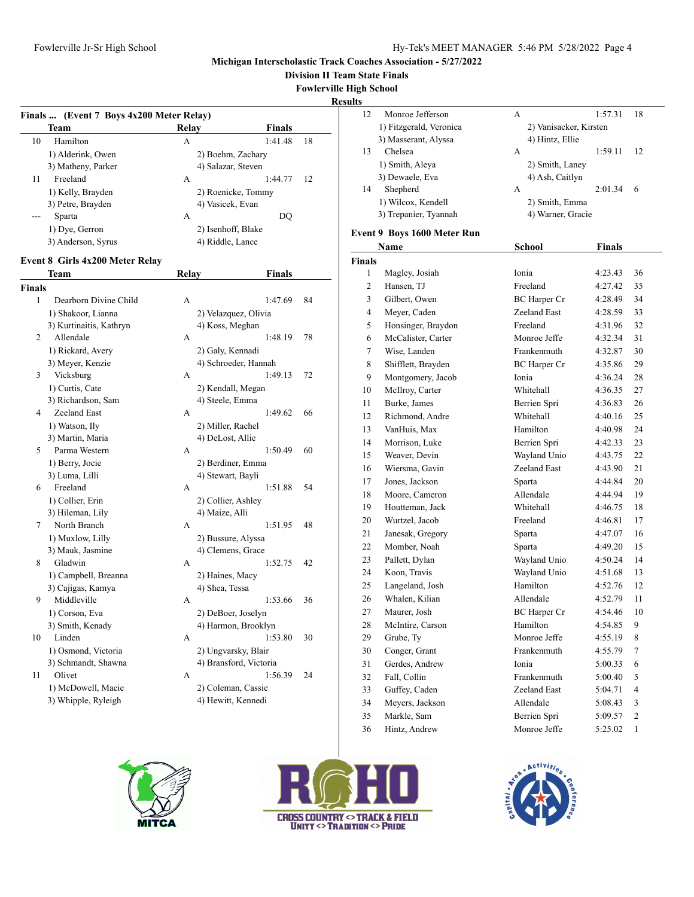## Michigan Interscholastic Track Coaches Association - 5/27/2022

### Division II Team State Finals

### Fowlerville High School

### Results

**Finals ... (Event 7 Boys 4x200 Meter Relay)**

| | Team | Relay | Finals | |
|---|---|---|---|---|
| 10 | Hamilton | A | 1:41.48 | 18 |
| | 1) Alderink, Owen | 2) Boehm, Zachary | | |
| | 3) Matheny, Parker | 4) Salazar, Steven | | |
| 11 | Freeland | A | 1:44.77 | 12 |
| | 1) Kelly, Brayden | 2) Roenicke, Tommy | | |
| | 3) Petre, Brayden | 4) Vasicek, Evan | | |
| --- | Sparta | A | DQ | |
| | 1) Dye, Gerron | 2) Isenhoff, Blake | | |
| | 3) Anderson, Syrus | 4) Riddle, Lance | | |

**Event 8 Girls 4x200 Meter Relay**

| | Team | Relay | Finals | |
|---|---|---|---|---|
| **Finals** | | | | |
| 1 | Dearborn Divine Child | A | 1:47.69 | 84 |
| | 1) Shakoor, Lianna | 2) Velazquez, Olivia | | |
| | 3) Kurtinaitis, Kathryn | 4) Koss, Meghan | | |
| 2 | Allendale | A | 1:48.19 | 78 |
| | 1) Rickard, Avery | 2) Galy, Kennadi | | |
| | 3) Meyer, Kenzie | 4) Schroeder, Hannah | | |
| 3 | Vicksburg | A | 1:49.13 | 72 |
| | 1) Curtis, Cate | 2) Kendall, Megan | | |
| | 3) Richardson, Sam | 4) Steele, Emma | | |
| 4 | Zeeland East | A | 1:49.62 | 66 |
| | 1) Watson, Ily | 2) Miller, Rachel | | |
| | 3) Martin, Maria | 4) DeLost, Allie | | |
| 5 | Parma Western | A | 1:50.49 | 60 |
| | 1) Berry, Jocie | 2) Berdiner, Emma | | |
| | 3) Luma, Lilli | 4) Stewart, Bayli | | |
| 6 | Freeland | A | 1:51.88 | 54 |
| | 1) Collier, Erin | 2) Collier, Ashley | | |
| | 3) Hileman, Lily | 4) Maize, Alli | | |
| 7 | North Branch | A | 1:51.95 | 48 |
| | 1) Muxlow, Lilly | 2) Bussure, Alyssa | | |
| | 3) Mauk, Jasmine | 4) Clemens, Grace | | |
| 8 | Gladwin | A | 1:52.75 | 42 |
| | 1) Campbell, Breanna | 2) Haines, Macy | | |
| | 3) Cajigas, Kamya | 4) Shea, Tessa | | |
| 9 | Middleville | A | 1:53.66 | 36 |
| | 1) Corson, Eva | 2) DeBoer, Joselyn | | |
| | 3) Smith, Kenady | 4) Harmon, Brooklyn | | |
| 10 | Linden | A | 1:53.80 | 30 |
| | 1) Osmond, Victoria | 2) Ungvarsky, Blair | | |
| | 3) Schmandt, Shawna | 4) Bransford, Victoria | | |
| 11 | Olivet | A | 1:56.39 | 24 |
| | 1) McDowell, Macie | 2) Coleman, Cassie | | |
| | 3) Whipple, Ryleigh | 4) Hewitt, Kennedi | | |
| 12 | Monroe Jefferson | A | 1:57.31 | 18 |
| | 1) Fitzgerald, Veronica | 2) Vanisacker, Kirsten | | |
| | 3) Masserant, Alyssa | 4) Hintz, Ellie | | |
| 13 | Chelsea | A | 1:59.11 | 12 |
| | 1) Smith, Aleya | 2) Smith, Laney | | |
| | 3) Dewaele, Eva | 4) Ash, Caitlyn | | |
| 14 | Shepherd | A | 2:01.34 | 6 |
| | 1) Wilcox, Kendell | 2) Smith, Emma | | |
| | 3) Trepanier, Tyannah | 4) Warner, Gracie | | |

**Event 9 Boys 1600 Meter Run**

| | Name | School | Finals | |
|---|---|---|---|---|
| **Finals** | | | | |
| 1 | Magley, Josiah | Ionia | 4:23.43 | 36 |
| 2 | Hansen, TJ | Freeland | 4:27.42 | 35 |
| 3 | Gilbert, Owen | BC Harper Cr | 4:28.49 | 34 |
| 4 | Meyer, Caden | Zeeland East | 4:28.59 | 33 |
| 5 | Honsinger, Braydon | Freeland | 4:31.96 | 32 |
| 6 | McCalister, Carter | Monroe Jeffe | 4:32.34 | 31 |
| 7 | Wise, Landen | Frankenmuth | 4:32.87 | 30 |
| 8 | Shifflett, Brayden | BC Harper Cr | 4:35.86 | 29 |
| 9 | Montgomery, Jacob | Ionia | 4:36.24 | 28 |
| 10 | McIlroy, Carter | Whitehall | 4:36.35 | 27 |
| 11 | Burke, James | Berrien Spri | 4:36.83 | 26 |
| 12 | Richmond, Andre | Whitehall | 4:40.16 | 25 |
| 13 | VanHuis, Max | Hamilton | 4:40.98 | 24 |
| 14 | Morrison, Luke | Berrien Spri | 4:42.33 | 23 |
| 15 | Weaver, Devin | Wayland Unio | 4:43.75 | 22 |
| 16 | Wiersma, Gavin | Zeeland East | 4:43.90 | 21 |
| 17 | Jones, Jackson | Sparta | 4:44.84 | 20 |
| 18 | Moore, Cameron | Allendale | 4:44.94 | 19 |
| 19 | Houtteman, Jack | Whitehall | 4:46.75 | 18 |
| 20 | Wurtzel, Jacob | Freeland | 4:46.81 | 17 |
| 21 | Janesak, Gregory | Sparta | 4:47.07 | 16 |
| 22 | Momber, Noah | Sparta | 4:49.20 | 15 |
| 23 | Pallett, Dylan | Wayland Unio | 4:50.24 | 14 |
| 24 | Koon, Travis | Wayland Unio | 4:51.68 | 13 |
| 25 | Langeland, Josh | Hamilton | 4:52.76 | 12 |
| 26 | Whalen, Kilian | Allendale | 4:52.79 | 11 |
| 27 | Maurer, Josh | BC Harper Cr | 4:54.46 | 10 |
| 28 | McIntire, Carson | Hamilton | 4:54.85 | 9 |
| 29 | Grube, Ty | Monroe Jeffe | 4:55.19 | 8 |
| 30 | Conger, Grant | Frankenmuth | 4:55.79 | 7 |
| 31 | Gerdes, Andrew | Ionia | 5:00.33 | 6 |
| 32 | Fall, Collin | Frankenmuth | 5:00.40 | 5 |
| 33 | Guffey, Caden | Zeeland East | 5:04.71 | 4 |
| 34 | Meyers, Jackson | Allendale | 5:08.43 | 3 |
| 35 | Markle, Sam | Berrien Spri | 5:09.57 | 2 |
| 36 | Hintz, Andrew | Monroe Jeffe | 5:25.02 | 1 |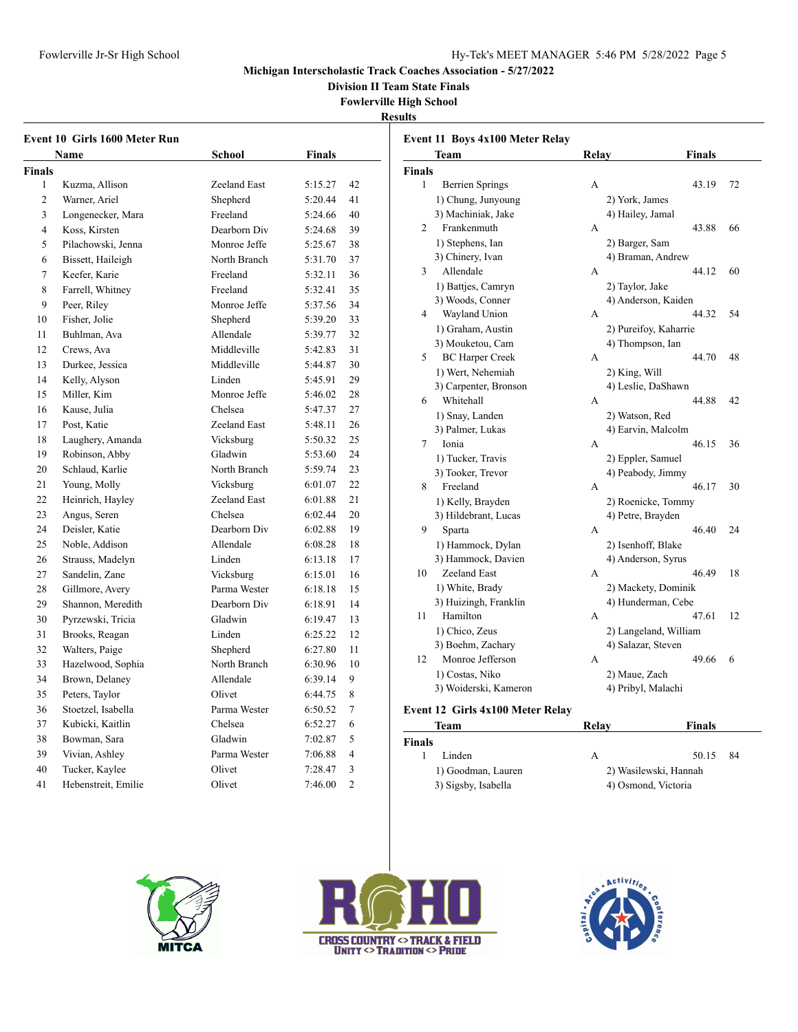Michigan Interscholastic Track Coaches Association - 5/27/2022

Division II Team State Finals

Fowlerville High School

Results

### Event 10 Girls 1600 Meter Run

| | Name | School | Finals | |
|---|---|---|---|---|
| **Finals** | | | | |
| 1 | Kuzma, Allison | Zeeland East | 5:15.27 | 42 |
| 2 | Warner, Ariel | Shepherd | 5:20.44 | 41 |
| 3 | Longenecker, Mara | Freeland | 5:24.66 | 40 |
| 4 | Koss, Kirsten | Dearborn Div | 5:24.68 | 39 |
| 5 | Pilachowski, Jenna | Monroe Jeffe | 5:25.67 | 38 |
| 6 | Bissett, Haileigh | North Branch | 5:31.70 | 37 |
| 7 | Keefer, Karie | Freeland | 5:32.11 | 36 |
| 8 | Farrell, Whitney | Freeland | 5:32.41 | 35 |
| 9 | Peer, Riley | Monroe Jeffe | 5:37.56 | 34 |
| 10 | Fisher, Jolie | Shepherd | 5:39.20 | 33 |
| 11 | Buhlman, Ava | Allendale | 5:39.77 | 32 |
| 12 | Crews, Ava | Middleville | 5:42.83 | 31 |
| 13 | Durkee, Jessica | Middleville | 5:44.87 | 30 |
| 14 | Kelly, Alyson | Linden | 5:45.91 | 29 |
| 15 | Miller, Kim | Monroe Jeffe | 5:46.02 | 28 |
| 16 | Kause, Julia | Chelsea | 5:47.37 | 27 |
| 17 | Post, Katie | Zeeland East | 5:48.11 | 26 |
| 18 | Laughery, Amanda | Vicksburg | 5:50.32 | 25 |
| 19 | Robinson, Abby | Gladwin | 5:53.60 | 24 |
| 20 | Schlaud, Karlie | North Branch | 5:59.74 | 23 |
| 21 | Young, Molly | Vicksburg | 6:01.07 | 22 |
| 22 | Heinrich, Hayley | Zeeland East | 6:01.88 | 21 |
| 23 | Angus, Seren | Chelsea | 6:02.44 | 20 |
| 24 | Deisler, Katie | Dearborn Div | 6:02.88 | 19 |
| 25 | Noble, Addison | Allendale | 6:08.28 | 18 |
| 26 | Strauss, Madelyn | Linden | 6:13.18 | 17 |
| 27 | Sandelin, Zane | Vicksburg | 6:15.01 | 16 |
| 28 | Gillmore, Avery | Parma Wester | 6:18.18 | 15 |
| 29 | Shannon, Meredith | Dearborn Div | 6:18.91 | 14 |
| 30 | Pyrzewski, Tricia | Gladwin | 6:19.47 | 13 |
| 31 | Brooks, Reagan | Linden | 6:25.22 | 12 |
| 32 | Walters, Paige | Shepherd | 6:27.80 | 11 |
| 33 | Hazelwood, Sophia | North Branch | 6:30.96 | 10 |
| 34 | Brown, Delaney | Allendale | 6:39.14 | 9 |
| 35 | Peters, Taylor | Olivet | 6:44.75 | 8 |
| 36 | Stoetzel, Isabella | Parma Wester | 6:50.52 | 7 |
| 37 | Kubicki, Kaitlin | Chelsea | 6:52.27 | 6 |
| 38 | Bowman, Sara | Gladwin | 7:02.87 | 5 |
| 39 | Vivian, Ashley | Parma Wester | 7:06.88 | 4 |
| 40 | Tucker, Kaylee | Olivet | 7:28.47 | 3 |
| 41 | Hebenstreit, Emilie | Olivet | 7:46.00 | 2 |

### Event 11 Boys 4x100 Meter Relay

| | Team | Relay | Finals | |
|---|---|---|---|---|
| **Finals** | | | | |
| 1 | Berrien Springs | A | 43.19 | 72 |
| | 1) Chung, Junyoung | 2) York, James | | |
| | 3) Machiniak, Jake | 4) Hailey, Jamal | | |
| 2 | Frankenmuth | A | 43.88 | 66 |
| | 1) Stephens, Ian | 2) Barger, Sam | | |
| | 3) Chinery, Ivan | 4) Braman, Andrew | | |
| 3 | Allendale | A | 44.12 | 60 |
| | 1) Battjes, Camryn | 2) Taylor, Jake | | |
| | 3) Woods, Conner | 4) Anderson, Kaiden | | |
| 4 | Wayland Union | A | 44.32 | 54 |
| | 1) Graham, Austin | 2) Pureifoy, Kaharrie | | |
| | 3) Mouketou, Cam | 4) Thompson, Ian | | |
| 5 | BC Harper Creek | A | 44.70 | 48 |
| | 1) Wert, Nehemiah | 2) King, Will | | |
| | 3) Carpenter, Bronson | 4) Leslie, DaShawn | | |
| 6 | Whitehall | A | 44.88 | 42 |
| | 1) Snay, Landen | 2) Watson, Red | | |
| | 3) Palmer, Lukas | 4) Earvin, Malcolm | | |
| 7 | Ionia | A | 46.15 | 36 |
| | 1) Tucker, Travis | 2) Eppler, Samuel | | |
| | 3) Tooker, Trevor | 4) Peabody, Jimmy | | |
| 8 | Freeland | A | 46.17 | 30 |
| | 1) Kelly, Brayden | 2) Roenicke, Tommy | | |
| | 3) Hildebrant, Lucas | 4) Petre, Brayden | | |
| 9 | Sparta | A | 46.40 | 24 |
| | 1) Hammock, Dylan | 2) Isenhoff, Blake | | |
| | 3) Hammock, Davien | 4) Anderson, Syrus | | |
| 10 | Zeeland East | A | 46.49 | 18 |
| | 1) White, Brady | 2) Mackety, Dominik | | |
| | 3) Huizingh, Franklin | 4) Hunderman, Cebe | | |
| 11 | Hamilton | A | 47.61 | 12 |
| | 1) Chico, Zeus | 2) Langeland, William | | |
| | 3) Boehm, Zachary | 4) Salazar, Steven | | |
| 12 | Monroe Jefferson | A | 49.66 | 6 |
| | 1) Costas, Niko | 2) Maue, Zach | | |
| | 3) Woiderski, Kameron | 4) Pribyl, Malachi | | |

### Event 12 Girls 4x100 Meter Relay

| | Team | Relay | Finals | |
|---|---|---|---|---|
| **Finals** | | | | |
| 1 | Linden | A | 50.15 | 84 |
| | 1) Goodman, Lauren | 2) Wasilewski, Hannah | | |
| | 3) Sigsby, Isabella | 4) Osmond, Victoria | | |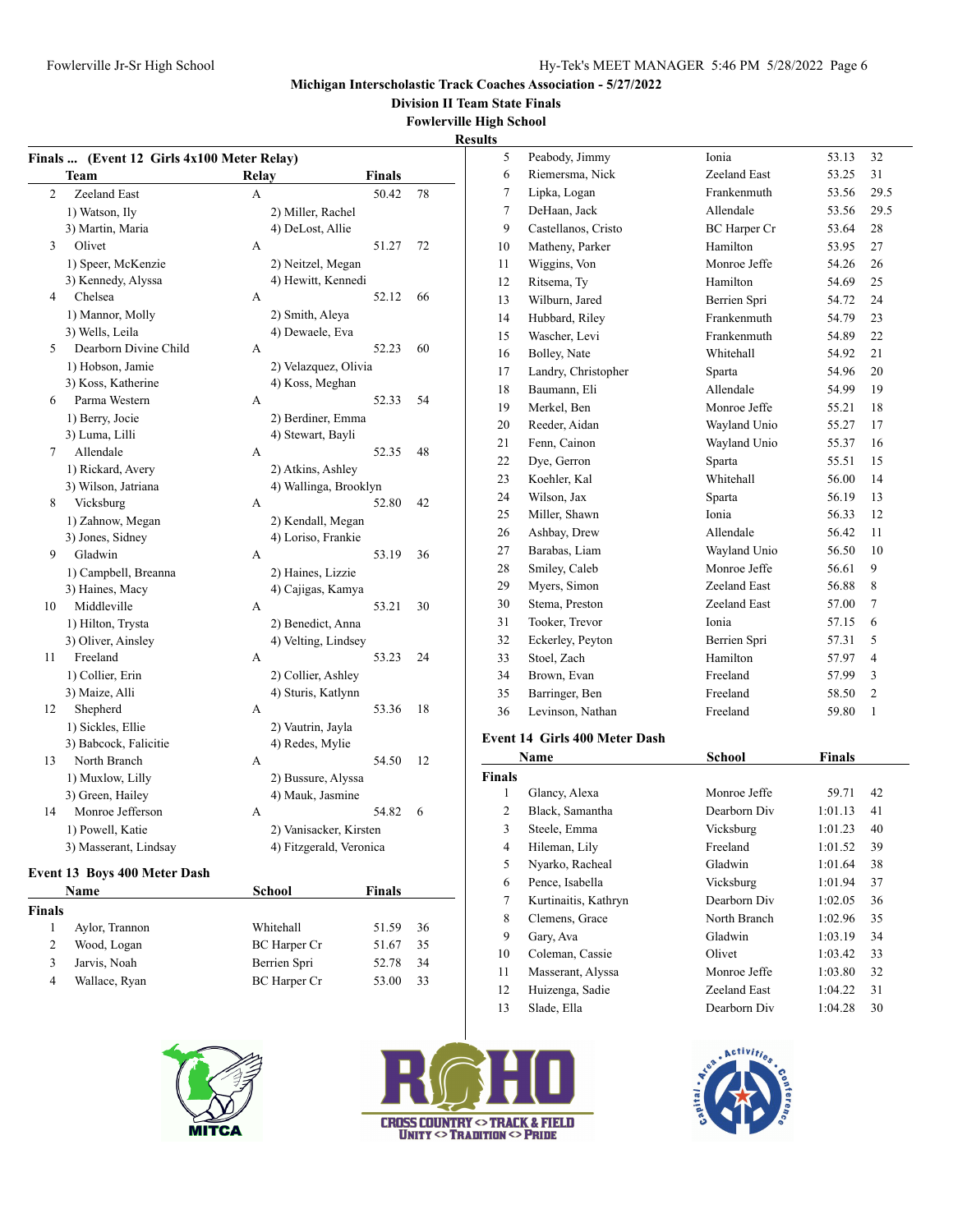Michigan Interscholastic Track Coaches Association - 5/27/2022

Division II Team State Finals

Fowlerville High School

Results

### Finals ... (Event 12 Girls 4x100 Meter Relay)

| | Team | Relay | Finals | |
|---|---|---|---|---|
| 2 | Zeeland East | A | 50.42 | 78 |
| | 1) Watson, Ily | 2) Miller, Rachel | | |
| | 3) Martin, Maria | 4) DeLost, Allie | | |
| 3 | Olivet | A | 51.27 | 72 |
| | 1) Speer, McKenzie | 2) Neitzel, Megan | | |
| | 3) Kennedy, Alyssa | 4) Hewitt, Kennedi | | |
| 4 | Chelsea | A | 52.12 | 66 |
| | 1) Mannor, Molly | 2) Smith, Aleya | | |
| | 3) Wells, Leila | 4) Dewaele, Eva | | |
| 5 | Dearborn Divine Child | A | 52.23 | 60 |
| | 1) Hobson, Jamie | 2) Velazquez, Olivia | | |
| | 3) Koss, Katherine | 4) Koss, Meghan | | |
| 6 | Parma Western | A | 52.33 | 54 |
| | 1) Berry, Jocie | 2) Berdiner, Emma | | |
| | 3) Luma, Lilli | 4) Stewart, Bayli | | |
| 7 | Allendale | A | 52.35 | 48 |
| | 1) Rickard, Avery | 2) Atkins, Ashley | | |
| | 3) Wilson, Jatriana | 4) Wallinga, Brooklyn | | |
| 8 | Vicksburg | A | 52.80 | 42 |
| | 1) Zahnow, Megan | 2) Kendall, Megan | | |
| | 3) Jones, Sidney | 4) Loriso, Frankie | | |
| 9 | Gladwin | A | 53.19 | 36 |
| | 1) Campbell, Breanna | 2) Haines, Lizzie | | |
| | 3) Haines, Macy | 4) Cajigas, Kamya | | |
| 10 | Middleville | A | 53.21 | 30 |
| | 1) Hilton, Trysta | 2) Benedict, Anna | | |
| | 3) Oliver, Ainsley | 4) Velting, Lindsey | | |
| 11 | Freeland | A | 53.23 | 24 |
| | 1) Collier, Erin | 2) Collier, Ashley | | |
| | 3) Maize, Alli | 4) Sturis, Katlynn | | |
| 12 | Shepherd | A | 53.36 | 18 |
| | 1) Sickles, Ellie | 2) Vautrin, Jayla | | |
| | 3) Babcock, Falicitie | 4) Redes, Mylie | | |
| 13 | North Branch | A | 54.50 | 12 |
| | 1) Muxlow, Lilly | 2) Bussure, Alyssa | | |
| | 3) Green, Hailey | 4) Mauk, Jasmine | | |
| 14 | Monroe Jefferson | A | 54.82 | 6 |
| | 1) Powell, Katie | 2) Vanisacker, Kirsten | | |
| | 3) Masserant, Lindsay | 4) Fitzgerald, Veronica | | |

### Event 13 Boys 400 Meter Dash

**Finals**

| | Name | School | Finals | |
|---|---|---|---|---|
| 1 | Aylor, Trannon | Whitehall | 51.59 | 36 |
| 2 | Wood, Logan | BC Harper Cr | 51.67 | 35 |
| 3 | Jarvis, Noah | Berrien Spri | 52.78 | 34 |
| 4 | Wallace, Ryan | BC Harper Cr | 53.00 | 33 |
| 5 | Peabody, Jimmy | Ionia | 53.13 | 32 |
| 6 | Riemersma, Nick | Zeeland East | 53.25 | 31 |
| 7 | Lipka, Logan | Frankenmuth | 53.56 | 29.5 |
| 7 | DeHaan, Jack | Allendale | 53.56 | 29.5 |
| 9 | Castellanos, Cristo | BC Harper Cr | 53.64 | 28 |
| 10 | Matheny, Parker | Hamilton | 53.95 | 27 |
| 11 | Wiggins, Von | Monroe Jeffe | 54.26 | 26 |
| 12 | Ritsema, Ty | Hamilton | 54.69 | 25 |
| 13 | Wilburn, Jared | Berrien Spri | 54.72 | 24 |
| 14 | Hubbard, Riley | Frankenmuth | 54.79 | 23 |
| 15 | Wascher, Levi | Frankenmuth | 54.89 | 22 |
| 16 | Bolley, Nate | Whitehall | 54.92 | 21 |
| 17 | Landry, Christopher | Sparta | 54.96 | 20 |
| 18 | Baumann, Eli | Allendale | 54.99 | 19 |
| 19 | Merkel, Ben | Monroe Jeffe | 55.21 | 18 |
| 20 | Reeder, Aidan | Wayland Unio | 55.27 | 17 |
| 21 | Fenn, Cainon | Wayland Unio | 55.37 | 16 |
| 22 | Dye, Gerron | Sparta | 55.51 | 15 |
| 23 | Koehler, Kal | Whitehall | 56.00 | 14 |
| 24 | Wilson, Jax | Sparta | 56.19 | 13 |
| 25 | Miller, Shawn | Ionia | 56.33 | 12 |
| 26 | Ashbay, Drew | Allendale | 56.42 | 11 |
| 27 | Barabas, Liam | Wayland Unio | 56.50 | 10 |
| 28 | Smiley, Caleb | Monroe Jeffe | 56.61 | 9 |
| 29 | Myers, Simon | Zeeland East | 56.88 | 8 |
| 30 | Stema, Preston | Zeeland East | 57.00 | 7 |
| 31 | Tooker, Trevor | Ionia | 57.15 | 6 |
| 32 | Eckerley, Peyton | Berrien Spri | 57.31 | 5 |
| 33 | Stoel, Zach | Hamilton | 57.97 | 4 |
| 34 | Brown, Evan | Freeland | 57.99 | 3 |
| 35 | Barringer, Ben | Freeland | 58.50 | 2 |
| 36 | Levinson, Nathan | Freeland | 59.80 | 1 |

### Event 14 Girls 400 Meter Dash

**Finals**

| | Name | School | Finals | |
|---|---|---|---|---|
| 1 | Glancy, Alexa | Monroe Jeffe | 59.71 | 42 |
| 2 | Black, Samantha | Dearborn Div | 1:01.13 | 41 |
| 3 | Steele, Emma | Vicksburg | 1:01.23 | 40 |
| 4 | Hileman, Lily | Freeland | 1:01.52 | 39 |
| 5 | Nyarko, Racheal | Gladwin | 1:01.64 | 38 |
| 6 | Pence, Isabella | Vicksburg | 1:01.94 | 37 |
| 7 | Kurtinaitis, Kathryn | Dearborn Div | 1:02.05 | 36 |
| 8 | Clemens, Grace | North Branch | 1:02.96 | 35 |
| 9 | Gary, Ava | Gladwin | 1:03.19 | 34 |
| 10 | Coleman, Cassie | Olivet | 1:03.42 | 33 |
| 11 | Masserant, Alyssa | Monroe Jeffe | 1:03.80 | 32 |
| 12 | Huizenga, Sadie | Zeeland East | 1:04.22 | 31 |
| 13 | Slade, Ella | Dearborn Div | 1:04.28 | 30 |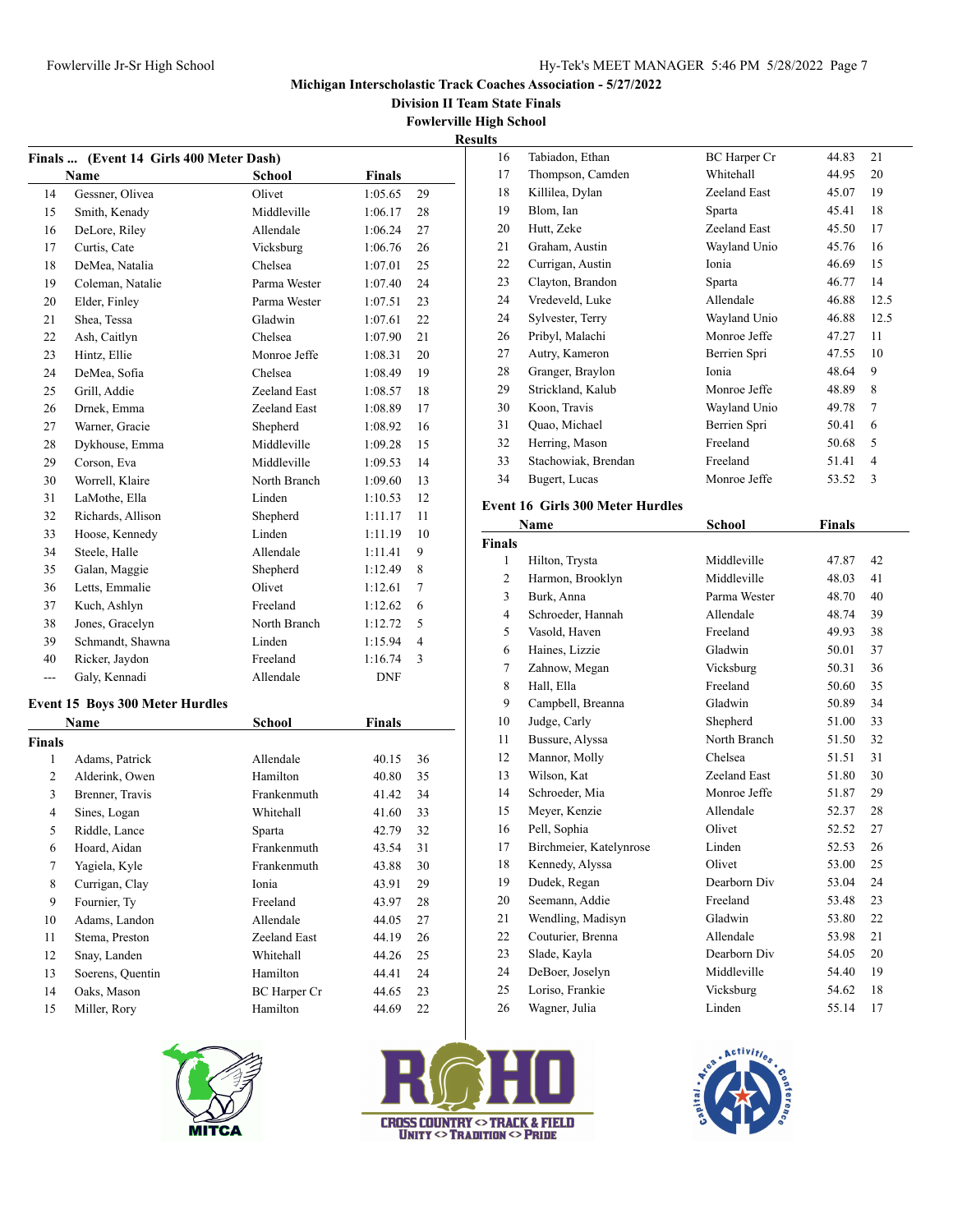Michigan Interscholastic Track Coaches Association - 5/27/2022

Division II Team State Finals

Fowlerville High School

Results

**Finals ... (Event 14 Girls 400 Meter Dash)**

| | Name | School | Finals | |
|---|---|---|---|---|
| 14 | Gessner, Olivea | Olivet | 1:05.65 | 29 |
| 15 | Smith, Kenady | Middleville | 1:06.17 | 28 |
| 16 | DeLore, Riley | Allendale | 1:06.24 | 27 |
| 17 | Curtis, Cate | Vicksburg | 1:06.76 | 26 |
| 18 | DeMea, Natalia | Chelsea | 1:07.01 | 25 |
| 19 | Coleman, Natalie | Parma Wester | 1:07.40 | 24 |
| 20 | Elder, Finley | Parma Wester | 1:07.51 | 23 |
| 21 | Shea, Tessa | Gladwin | 1:07.61 | 22 |
| 22 | Ash, Caitlyn | Chelsea | 1:07.90 | 21 |
| 23 | Hintz, Ellie | Monroe Jeffe | 1:08.31 | 20 |
| 24 | DeMea, Sofia | Chelsea | 1:08.49 | 19 |
| 25 | Grill, Addie | Zeeland East | 1:08.57 | 18 |
| 26 | Drnek, Emma | Zeeland East | 1:08.89 | 17 |
| 27 | Warner, Gracie | Shepherd | 1:08.92 | 16 |
| 28 | Dykhouse, Emma | Middleville | 1:09.28 | 15 |
| 29 | Corson, Eva | Middleville | 1:09.53 | 14 |
| 30 | Worrell, Klaire | North Branch | 1:09.60 | 13 |
| 31 | LaMothe, Ella | Linden | 1:10.53 | 12 |
| 32 | Richards, Allison | Shepherd | 1:11.17 | 11 |
| 33 | Hoose, Kennedy | Linden | 1:11.19 | 10 |
| 34 | Steele, Halle | Allendale | 1:11.41 | 9 |
| 35 | Galan, Maggie | Shepherd | 1:12.49 | 8 |
| 36 | Letts, Emmalie | Olivet | 1:12.61 | 7 |
| 37 | Kuch, Ashlyn | Freeland | 1:12.62 | 6 |
| 38 | Jones, Gracelyn | North Branch | 1:12.72 | 5 |
| 39 | Schmandt, Shawna | Linden | 1:15.94 | 4 |
| 40 | Ricker, Jaydon | Freeland | 1:16.74 | 3 |
| --- | Galy, Kennadi | Allendale | DNF | |

**Event 15 Boys 300 Meter Hurdles**

| | Name | School | Finals | |
|---|---|---|---|---|
| **Finals** | | | | |
| 1 | Adams, Patrick | Allendale | 40.15 | 36 |
| 2 | Alderink, Owen | Hamilton | 40.80 | 35 |
| 3 | Brenner, Travis | Frankenmuth | 41.42 | 34 |
| 4 | Sines, Logan | Whitehall | 41.60 | 33 |
| 5 | Riddle, Lance | Sparta | 42.79 | 32 |
| 6 | Hoard, Aidan | Frankenmuth | 43.54 | 31 |
| 7 | Yagiela, Kyle | Frankenmuth | 43.88 | 30 |
| 8 | Currigan, Clay | Ionia | 43.91 | 29 |
| 9 | Fournier, Ty | Freeland | 43.97 | 28 |
| 10 | Adams, Landon | Allendale | 44.05 | 27 |
| 11 | Stema, Preston | Zeeland East | 44.19 | 26 |
| 12 | Snay, Landen | Whitehall | 44.26 | 25 |
| 13 | Soerens, Quentin | Hamilton | 44.41 | 24 |
| 14 | Oaks, Mason | BC Harper Cr | 44.65 | 23 |
| 15 | Miller, Rory | Hamilton | 44.69 | 22 |
| 16 | Tabiadon, Ethan | BC Harper Cr | 44.83 | 21 |
| 17 | Thompson, Camden | Whitehall | 44.95 | 20 |
| 18 | Killilea, Dylan | Zeeland East | 45.07 | 19 |
| 19 | Blom, Ian | Sparta | 45.41 | 18 |
| 20 | Hutt, Zeke | Zeeland East | 45.50 | 17 |
| 21 | Graham, Austin | Wayland Unio | 45.76 | 16 |
| 22 | Currigan, Austin | Ionia | 46.69 | 15 |
| 23 | Clayton, Brandon | Sparta | 46.77 | 14 |
| 24 | Vredeveld, Luke | Allendale | 46.88 | 12.5 |
| 24 | Sylvester, Terry | Wayland Unio | 46.88 | 12.5 |
| 26 | Pribyl, Malachi | Monroe Jeffe | 47.27 | 11 |
| 27 | Autry, Kameron | Berrien Spri | 47.55 | 10 |
| 28 | Granger, Braylon | Ionia | 48.64 | 9 |
| 29 | Strickland, Kalub | Monroe Jeffe | 48.89 | 8 |
| 30 | Koon, Travis | Wayland Unio | 49.78 | 7 |
| 31 | Quao, Michael | Berrien Spri | 50.41 | 6 |
| 32 | Herring, Mason | Freeland | 50.68 | 5 |
| 33 | Stachowiak, Brendan | Freeland | 51.41 | 4 |
| 34 | Bugert, Lucas | Monroe Jeffe | 53.52 | 3 |

**Event 16 Girls 300 Meter Hurdles**

| | Name | School | Finals | |
|---|---|---|---|---|
| **Finals** | | | | |
| 1 | Hilton, Trysta | Middleville | 47.87 | 42 |
| 2 | Harmon, Brooklyn | Middleville | 48.03 | 41 |
| 3 | Burk, Anna | Parma Wester | 48.70 | 40 |
| 4 | Schroeder, Hannah | Allendale | 48.74 | 39 |
| 5 | Vasold, Haven | Freeland | 49.93 | 38 |
| 6 | Haines, Lizzie | Gladwin | 50.01 | 37 |
| 7 | Zahnow, Megan | Vicksburg | 50.31 | 36 |
| 8 | Hall, Ella | Freeland | 50.60 | 35 |
| 9 | Campbell, Breanna | Gladwin | 50.89 | 34 |
| 10 | Judge, Carly | Shepherd | 51.00 | 33 |
| 11 | Bussure, Alyssa | North Branch | 51.50 | 32 |
| 12 | Mannor, Molly | Chelsea | 51.51 | 31 |
| 13 | Wilson, Kat | Zeeland East | 51.80 | 30 |
| 14 | Schroeder, Mia | Monroe Jeffe | 51.87 | 29 |
| 15 | Meyer, Kenzie | Allendale | 52.37 | 28 |
| 16 | Pell, Sophia | Olivet | 52.52 | 27 |
| 17 | Birchmeier, Katelynrose | Linden | 52.53 | 26 |
| 18 | Kennedy, Alyssa | Olivet | 53.00 | 25 |
| 19 | Dudek, Regan | Dearborn Div | 53.04 | 24 |
| 20 | Seemann, Addie | Freeland | 53.48 | 23 |
| 21 | Wendling, Madisyn | Gladwin | 53.80 | 22 |
| 22 | Couturier, Brenna | Allendale | 53.98 | 21 |
| 23 | Slade, Kayla | Dearborn Div | 54.05 | 20 |
| 24 | DeBoer, Joselyn | Middleville | 54.40 | 19 |
| 25 | Loriso, Frankie | Vicksburg | 54.62 | 18 |
| 26 | Wagner, Julia | Linden | 55.14 | 17 |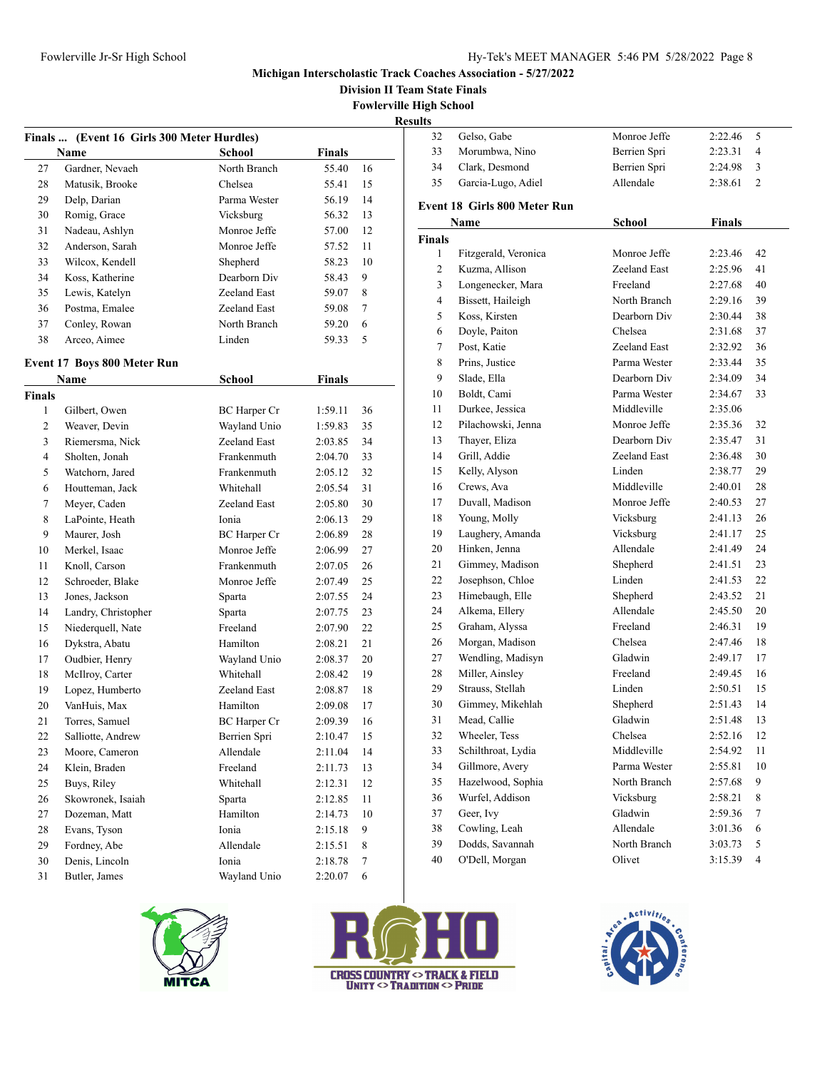Michigan Interscholastic Track Coaches Association - 5/27/2022

Division II Team State Finals

Fowlerville High School

Results

**Finals ... (Event 16 Girls 300 Meter Hurdles)**

| | Name | School | Finals | |
|---|---|---|---|---|
| 27 | Gardner, Nevaeh | North Branch | 55.40 | 16 |
| 28 | Matusik, Brooke | Chelsea | 55.41 | 15 |
| 29 | Delp, Darian | Parma Wester | 56.19 | 14 |
| 30 | Romig, Grace | Vicksburg | 56.32 | 13 |
| 31 | Nadeau, Ashlyn | Monroe Jeffe | 57.00 | 12 |
| 32 | Anderson, Sarah | Monroe Jeffe | 57.52 | 11 |
| 33 | Wilcox, Kendell | Shepherd | 58.23 | 10 |
| 34 | Koss, Katherine | Dearborn Div | 58.43 | 9 |
| 35 | Lewis, Katelyn | Zeeland East | 59.07 | 8 |
| 36 | Postma, Emalee | Zeeland East | 59.08 | 7 |
| 37 | Conley, Rowan | North Branch | 59.20 | 6 |
| 38 | Arceo, Aimee | Linden | 59.33 | 5 |

**Event 17 Boys 800 Meter Run**

| | Name | School | Finals | |
|---|---|---|---|---|
| **Finals** | | | | |
| 1 | Gilbert, Owen | BC Harper Cr | 1:59.11 | 36 |
| 2 | Weaver, Devin | Wayland Unio | 1:59.83 | 35 |
| 3 | Riemersma, Nick | Zeeland East | 2:03.85 | 34 |
| 4 | Sholten, Jonah | Frankenmuth | 2:04.70 | 33 |
| 5 | Watchorn, Jared | Frankenmuth | 2:05.12 | 32 |
| 6 | Houtteman, Jack | Whitehall | 2:05.54 | 31 |
| 7 | Meyer, Caden | Zeeland East | 2:05.80 | 30 |
| 8 | LaPointe, Heath | Ionia | 2:06.13 | 29 |
| 9 | Maurer, Josh | BC Harper Cr | 2:06.89 | 28 |
| 10 | Merkel, Isaac | Monroe Jeffe | 2:06.99 | 27 |
| 11 | Knoll, Carson | Frankenmuth | 2:07.05 | 26 |
| 12 | Schroeder, Blake | Monroe Jeffe | 2:07.49 | 25 |
| 13 | Jones, Jackson | Sparta | 2:07.55 | 24 |
| 14 | Landry, Christopher | Sparta | 2:07.75 | 23 |
| 15 | Niederquell, Nate | Freeland | 2:07.90 | 22 |
| 16 | Dykstra, Abatu | Hamilton | 2:08.21 | 21 |
| 17 | Oudbier, Henry | Wayland Unio | 2:08.37 | 20 |
| 18 | McIlroy, Carter | Whitehall | 2:08.42 | 19 |
| 19 | Lopez, Humberto | Zeeland East | 2:08.87 | 18 |
| 20 | VanHuis, Max | Hamilton | 2:09.08 | 17 |
| 21 | Torres, Samuel | BC Harper Cr | 2:09.39 | 16 |
| 22 | Salliotte, Andrew | Berrien Spri | 2:10.47 | 15 |
| 23 | Moore, Cameron | Allendale | 2:11.04 | 14 |
| 24 | Klein, Braden | Freeland | 2:11.73 | 13 |
| 25 | Buys, Riley | Whitehall | 2:12.31 | 12 |
| 26 | Skowronek, Isaiah | Sparta | 2:12.85 | 11 |
| 27 | Dozeman, Matt | Hamilton | 2:14.73 | 10 |
| 28 | Evans, Tyson | Ionia | 2:15.18 | 9 |
| 29 | Fordney, Abe | Allendale | 2:15.51 | 8 |
| 30 | Denis, Lincoln | Ionia | 2:18.78 | 7 |
| 31 | Butler, James | Wayland Unio | 2:20.07 | 6 |
| 32 | Gelso, Gabe | Monroe Jeffe | 2:22.46 | 5 |
| 33 | Morumbwa, Nino | Berrien Spri | 2:23.31 | 4 |
| 34 | Clark, Desmond | Berrien Spri | 2:24.98 | 3 |
| 35 | Garcia-Lugo, Adiel | Allendale | 2:38.61 | 2 |

**Event 18 Girls 800 Meter Run**

| | Name | School | Finals | |
|---|---|---|---|---|
| **Finals** | | | | |
| 1 | Fitzgerald, Veronica | Monroe Jeffe | 2:23.46 | 42 |
| 2 | Kuzma, Allison | Zeeland East | 2:25.96 | 41 |
| 3 | Longenecker, Mara | Freeland | 2:27.68 | 40 |
| 4 | Bissett, Haileigh | North Branch | 2:29.16 | 39 |
| 5 | Koss, Kirsten | Dearborn Div | 2:30.44 | 38 |
| 6 | Doyle, Paiton | Chelsea | 2:31.68 | 37 |
| 7 | Post, Katie | Zeeland East | 2:32.92 | 36 |
| 8 | Prins, Justice | Parma Wester | 2:33.44 | 35 |
| 9 | Slade, Ella | Dearborn Div | 2:34.09 | 34 |
| 10 | Boldt, Cami | Parma Wester | 2:34.67 | 33 |
| 11 | Durkee, Jessica | Middleville | 2:35.06 | |
| 12 | Pilachowski, Jenna | Monroe Jeffe | 2:35.36 | 32 |
| 13 | Thayer, Eliza | Dearborn Div | 2:35.47 | 31 |
| 14 | Grill, Addie | Zeeland East | 2:36.48 | 30 |
| 15 | Kelly, Alyson | Linden | 2:38.77 | 29 |
| 16 | Crews, Ava | Middleville | 2:40.01 | 28 |
| 17 | Duvall, Madison | Monroe Jeffe | 2:40.53 | 27 |
| 18 | Young, Molly | Vicksburg | 2:41.13 | 26 |
| 19 | Laughery, Amanda | Vicksburg | 2:41.17 | 25 |
| 20 | Hinken, Jenna | Allendale | 2:41.49 | 24 |
| 21 | Gimmey, Madison | Shepherd | 2:41.51 | 23 |
| 22 | Josephson, Chloe | Linden | 2:41.53 | 22 |
| 23 | Himebaugh, Elle | Shepherd | 2:43.52 | 21 |
| 24 | Alkema, Ellery | Allendale | 2:45.50 | 20 |
| 25 | Graham, Alyssa | Freeland | 2:46.31 | 19 |
| 26 | Morgan, Madison | Chelsea | 2:47.46 | 18 |
| 27 | Wendling, Madisyn | Gladwin | 2:49.17 | 17 |
| 28 | Miller, Ainsley | Freeland | 2:49.45 | 16 |
| 29 | Strauss, Stellah | Linden | 2:50.51 | 15 |
| 30 | Gimmey, Mikehlah | Shepherd | 2:51.43 | 14 |
| 31 | Mead, Callie | Gladwin | 2:51.48 | 13 |
| 32 | Wheeler, Tess | Chelsea | 2:52.16 | 12 |
| 33 | Schilthroat, Lydia | Middleville | 2:54.92 | 11 |
| 34 | Gillmore, Avery | Parma Wester | 2:55.81 | 10 |
| 35 | Hazelwood, Sophia | North Branch | 2:57.68 | 9 |
| 36 | Wurfel, Addison | Vicksburg | 2:58.21 | 8 |
| 37 | Geer, Ivy | Gladwin | 2:59.36 | 7 |
| 38 | Cowling, Leah | Allendale | 3:01.36 | 6 |
| 39 | Dodds, Savannah | North Branch | 3:03.73 | 5 |
| 40 | O'Dell, Morgan | Olivet | 3:15.39 | 4 |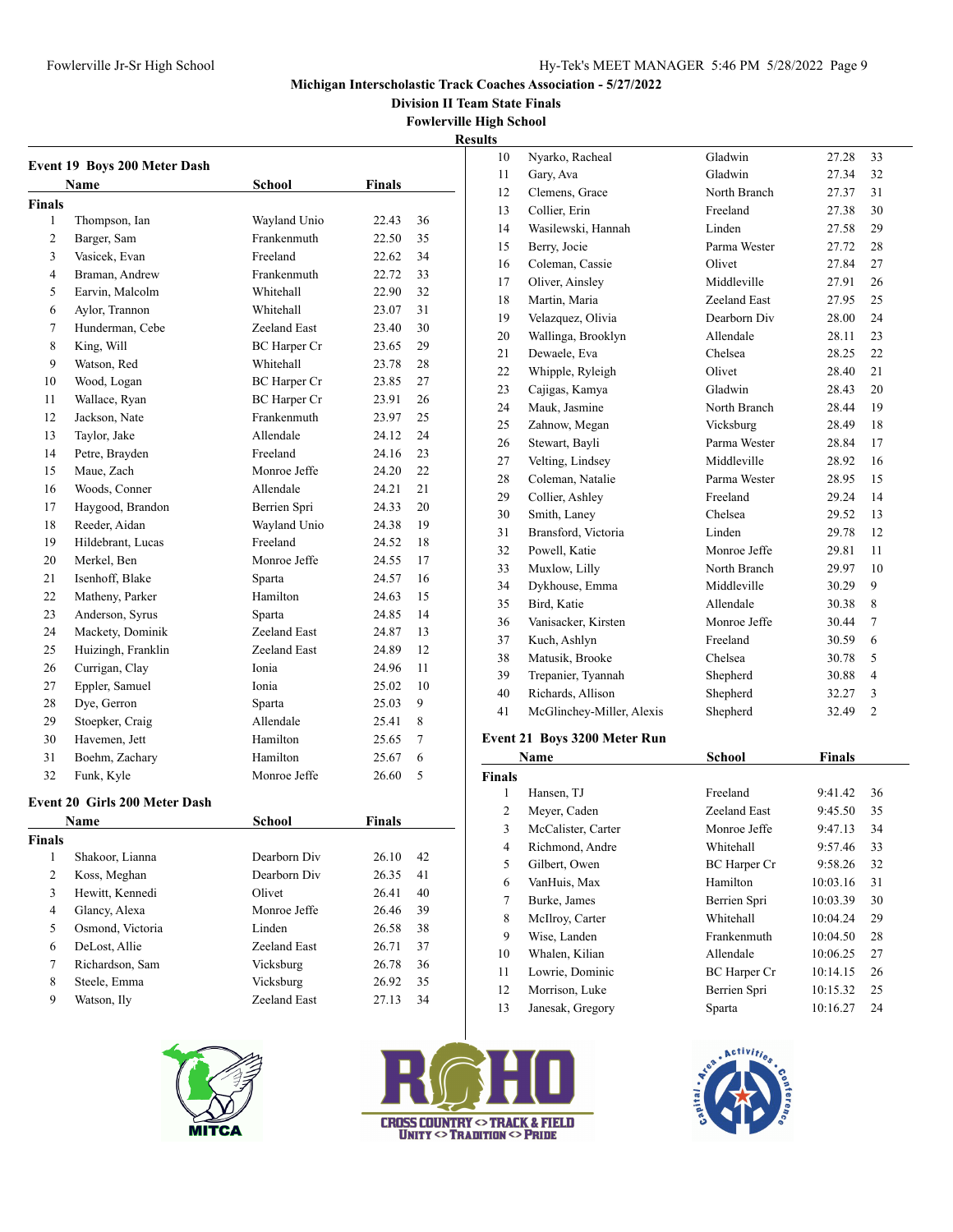Michigan Interscholastic Track Coaches Association - 5/27/2022

Division II Team State Finals

Fowlerville High School

Results

### Event 19 Boys 200 Meter Dash

| | Name | School | Finals | |
|---|---|---|---|---|
| **Finals** | | | | |
| 1 | Thompson, Ian | Wayland Unio | 22.43 | 36 |
| 2 | Barger, Sam | Frankenmuth | 22.50 | 35 |
| 3 | Vasicek, Evan | Freeland | 22.62 | 34 |
| 4 | Braman, Andrew | Frankenmuth | 22.72 | 33 |
| 5 | Earvin, Malcolm | Whitehall | 22.90 | 32 |
| 6 | Aylor, Trannon | Whitehall | 23.07 | 31 |
| 7 | Hunderman, Cebe | Zeeland East | 23.40 | 30 |
| 8 | King, Will | BC Harper Cr | 23.65 | 29 |
| 9 | Watson, Red | Whitehall | 23.78 | 28 |
| 10 | Wood, Logan | BC Harper Cr | 23.85 | 27 |
| 11 | Wallace, Ryan | BC Harper Cr | 23.91 | 26 |
| 12 | Jackson, Nate | Frankenmuth | 23.97 | 25 |
| 13 | Taylor, Jake | Allendale | 24.12 | 24 |
| 14 | Petre, Brayden | Freeland | 24.16 | 23 |
| 15 | Maue, Zach | Monroe Jeffe | 24.20 | 22 |
| 16 | Woods, Conner | Allendale | 24.21 | 21 |
| 17 | Haygood, Brandon | Berrien Spri | 24.33 | 20 |
| 18 | Reeder, Aidan | Wayland Unio | 24.38 | 19 |
| 19 | Hildebrant, Lucas | Freeland | 24.52 | 18 |
| 20 | Merkel, Ben | Monroe Jeffe | 24.55 | 17 |
| 21 | Isenhoff, Blake | Sparta | 24.57 | 16 |
| 22 | Matheny, Parker | Hamilton | 24.63 | 15 |
| 23 | Anderson, Syrus | Sparta | 24.85 | 14 |
| 24 | Mackety, Dominik | Zeeland East | 24.87 | 13 |
| 25 | Huizingh, Franklin | Zeeland East | 24.89 | 12 |
| 26 | Currigan, Clay | Ionia | 24.96 | 11 |
| 27 | Eppler, Samuel | Ionia | 25.02 | 10 |
| 28 | Dye, Gerron | Sparta | 25.03 | 9 |
| 29 | Stoepker, Craig | Allendale | 25.41 | 8 |
| 30 | Havemen, Jett | Hamilton | 25.65 | 7 |
| 31 | Boehm, Zachary | Hamilton | 25.67 | 6 |
| 32 | Funk, Kyle | Monroe Jeffe | 26.60 | 5 |

### Event 20 Girls 200 Meter Dash

| | Name | School | Finals | |
|---|---|---|---|---|
| **Finals** | | | | |
| 1 | Shakoor, Lianna | Dearborn Div | 26.10 | 42 |
| 2 | Koss, Meghan | Dearborn Div | 26.35 | 41 |
| 3 | Hewitt, Kennedi | Olivet | 26.41 | 40 |
| 4 | Glancy, Alexa | Monroe Jeffe | 26.46 | 39 |
| 5 | Osmond, Victoria | Linden | 26.58 | 38 |
| 6 | DeLost, Allie | Zeeland East | 26.71 | 37 |
| 7 | Richardson, Sam | Vicksburg | 26.78 | 36 |
| 8 | Steele, Emma | Vicksburg | 26.92 | 35 |
| 9 | Watson, Ily | Zeeland East | 27.13 | 34 |
| 10 | Nyarko, Racheal | Gladwin | 27.28 | 33 |
| 11 | Gary, Ava | Gladwin | 27.34 | 32 |
| 12 | Clemens, Grace | North Branch | 27.37 | 31 |
| 13 | Collier, Erin | Freeland | 27.38 | 30 |
| 14 | Wasilewski, Hannah | Linden | 27.58 | 29 |
| 15 | Berry, Jocie | Parma Wester | 27.72 | 28 |
| 16 | Coleman, Cassie | Olivet | 27.84 | 27 |
| 17 | Oliver, Ainsley | Middleville | 27.91 | 26 |
| 18 | Martin, Maria | Zeeland East | 27.95 | 25 |
| 19 | Velazquez, Olivia | Dearborn Div | 28.00 | 24 |
| 20 | Wallinga, Brooklyn | Allendale | 28.11 | 23 |
| 21 | Dewaele, Eva | Chelsea | 28.25 | 22 |
| 22 | Whipple, Ryleigh | Olivet | 28.40 | 21 |
| 23 | Cajigas, Kamya | Gladwin | 28.43 | 20 |
| 24 | Mauk, Jasmine | North Branch | 28.44 | 19 |
| 25 | Zahnow, Megan | Vicksburg | 28.49 | 18 |
| 26 | Stewart, Bayli | Parma Wester | 28.84 | 17 |
| 27 | Velting, Lindsey | Middleville | 28.92 | 16 |
| 28 | Coleman, Natalie | Parma Wester | 28.95 | 15 |
| 29 | Collier, Ashley | Freeland | 29.24 | 14 |
| 30 | Smith, Laney | Chelsea | 29.52 | 13 |
| 31 | Bransford, Victoria | Linden | 29.78 | 12 |
| 32 | Powell, Katie | Monroe Jeffe | 29.81 | 11 |
| 33 | Muxlow, Lilly | North Branch | 29.97 | 10 |
| 34 | Dykhouse, Emma | Middleville | 30.29 | 9 |
| 35 | Bird, Katie | Allendale | 30.38 | 8 |
| 36 | Vanisacker, Kirsten | Monroe Jeffe | 30.44 | 7 |
| 37 | Kuch, Ashlyn | Freeland | 30.59 | 6 |
| 38 | Matusik, Brooke | Chelsea | 30.78 | 5 |
| 39 | Trepanier, Tyannah | Shepherd | 30.88 | 4 |
| 40 | Richards, Allison | Shepherd | 32.27 | 3 |
| 41 | McGlinchey-Miller, Alexis | Shepherd | 32.49 | 2 |

### Event 21 Boys 3200 Meter Run

| | Name | School | Finals | |
|---|---|---|---|---|
| **Finals** | | | | |
| 1 | Hansen, TJ | Freeland | 9:41.42 | 36 |
| 2 | Meyer, Caden | Zeeland East | 9:45.50 | 35 |
| 3 | McCalister, Carter | Monroe Jeffe | 9:47.13 | 34 |
| 4 | Richmond, Andre | Whitehall | 9:57.46 | 33 |
| 5 | Gilbert, Owen | BC Harper Cr | 9:58.26 | 32 |
| 6 | VanHuis, Max | Hamilton | 10:03.16 | 31 |
| 7 | Burke, James | Berrien Spri | 10:03.39 | 30 |
| 8 | McIlroy, Carter | Whitehall | 10:04.24 | 29 |
| 9 | Wise, Landen | Frankenmuth | 10:04.50 | 28 |
| 10 | Whalen, Kilian | Allendale | 10:06.25 | 27 |
| 11 | Lowrie, Dominic | BC Harper Cr | 10:14.15 | 26 |
| 12 | Morrison, Luke | Berrien Spri | 10:15.32 | 25 |
| 13 | Janesak, Gregory | Sparta | 10:16.27 | 24 |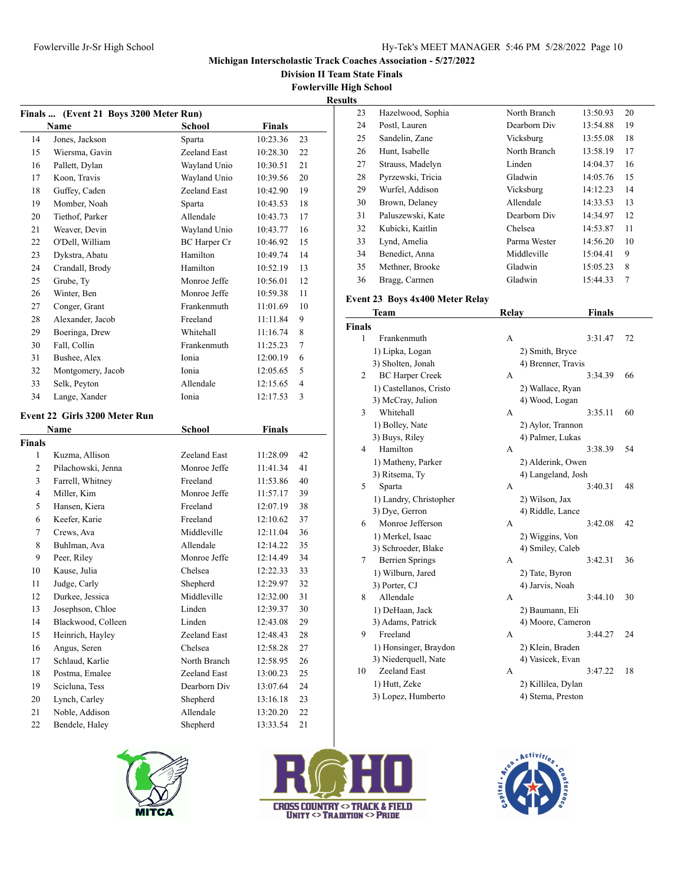# Michigan Interscholastic Track Coaches Association - 5/27/2022

## Division II Team State Finals

## Fowlerville High School

## Results

### Finals ... (Event 21 Boys 3200 Meter Run)

| | Name | School | Finals | |
|---|---|---|---|---|
| 14 | Jones, Jackson | Sparta | 10:23.36 | 23 |
| 15 | Wiersma, Gavin | Zeeland East | 10:28.30 | 22 |
| 16 | Pallett, Dylan | Wayland Unio | 10:30.51 | 21 |
| 17 | Koon, Travis | Wayland Unio | 10:39.56 | 20 |
| 18 | Guffey, Caden | Zeeland East | 10:42.90 | 19 |
| 19 | Momber, Noah | Sparta | 10:43.53 | 18 |
| 20 | Tiethof, Parker | Allendale | 10:43.73 | 17 |
| 21 | Weaver, Devin | Wayland Unio | 10:43.77 | 16 |
| 22 | O'Dell, William | BC Harper Cr | 10:46.92 | 15 |
| 23 | Dykstra, Abatu | Hamilton | 10:49.74 | 14 |
| 24 | Crandall, Brody | Hamilton | 10:52.19 | 13 |
| 25 | Grube, Ty | Monroe Jeffe | 10:56.01 | 12 |
| 26 | Winter, Ben | Monroe Jeffe | 10:59.38 | 11 |
| 27 | Conger, Grant | Frankenmuth | 11:01.69 | 10 |
| 28 | Alexander, Jacob | Freeland | 11:11.84 | 9 |
| 29 | Boeringa, Drew | Whitehall | 11:16.74 | 8 |
| 30 | Fall, Collin | Frankenmuth | 11:25.23 | 7 |
| 31 | Bushee, Alex | Ionia | 12:00.19 | 6 |
| 32 | Montgomery, Jacob | Ionia | 12:05.65 | 5 |
| 33 | Selk, Peyton | Allendale | 12:15.65 | 4 |
| 34 | Lange, Xander | Ionia | 12:17.53 | 3 |

### Event 22 Girls 3200 Meter Run

**Finals**

| | Name | School | Finals | |
|---|---|---|---|---|
| 1 | Kuzma, Allison | Zeeland East | 11:28.09 | 42 |
| 2 | Pilachowski, Jenna | Monroe Jeffe | 11:41.34 | 41 |
| 3 | Farrell, Whitney | Freeland | 11:53.86 | 40 |
| 4 | Miller, Kim | Monroe Jeffe | 11:57.17 | 39 |
| 5 | Hansen, Kiera | Freeland | 12:07.19 | 38 |
| 6 | Keefer, Karie | Freeland | 12:10.62 | 37 |
| 7 | Crews, Ava | Middleville | 12:11.04 | 36 |
| 8 | Buhlman, Ava | Allendale | 12:14.22 | 35 |
| 9 | Peer, Riley | Monroe Jeffe | 12:14.49 | 34 |
| 10 | Kause, Julia | Chelsea | 12:22.33 | 33 |
| 11 | Judge, Carly | Shepherd | 12:29.97 | 32 |
| 12 | Durkee, Jessica | Middleville | 12:32.00 | 31 |
| 13 | Josephson, Chloe | Linden | 12:39.37 | 30 |
| 14 | Blackwood, Colleen | Linden | 12:43.08 | 29 |
| 15 | Heinrich, Hayley | Zeeland East | 12:48.43 | 28 |
| 16 | Angus, Seren | Chelsea | 12:58.28 | 27 |
| 17 | Schlaud, Karlie | North Branch | 12:58.95 | 26 |
| 18 | Postma, Emalee | Zeeland East | 13:00.23 | 25 |
| 19 | Scicluna, Tess | Dearborn Div | 13:07.64 | 24 |
| 20 | Lynch, Carley | Shepherd | 13:16.18 | 23 |
| 21 | Noble, Addison | Allendale | 13:20.20 | 22 |
| 22 | Bendele, Haley | Shepherd | 13:33.54 | 21 |
| 23 | Hazelwood, Sophia | North Branch | 13:50.93 | 20 |
| 24 | Postl, Lauren | Dearborn Div | 13:54.88 | 19 |
| 25 | Sandelin, Zane | Vicksburg | 13:55.08 | 18 |
| 26 | Hunt, Isabelle | North Branch | 13:58.19 | 17 |
| 27 | Strauss, Madelyn | Linden | 14:04.37 | 16 |
| 28 | Pyrzewski, Tricia | Gladwin | 14:05.76 | 15 |
| 29 | Wurfel, Addison | Vicksburg | 14:12.23 | 14 |
| 30 | Brown, Delaney | Allendale | 14:33.53 | 13 |
| 31 | Paluszewski, Kate | Dearborn Div | 14:34.97 | 12 |
| 32 | Kubicki, Kaitlin | Chelsea | 14:53.87 | 11 |
| 33 | Lynd, Amelia | Parma Wester | 14:56.20 | 10 |
| 34 | Benedict, Anna | Middleville | 15:04.41 | 9 |
| 35 | Methner, Brooke | Gladwin | 15:05.23 | 8 |
| 36 | Bragg, Carmen | Gladwin | 15:44.33 | 7 |

### Event 23 Boys 4x400 Meter Relay

**Finals**

| | Team | Relay | Finals | |
|---|---|---|---|---|
| 1 | Frankenmuth | A | 3:31.47 | 72 |
| | 1) Lipka, Logan | 2) Smith, Bryce | | |
| | 3) Sholten, Jonah | 4) Brenner, Travis | | |
| 2 | BC Harper Creek | A | 3:34.39 | 66 |
| | 1) Castellanos, Cristo | 2) Wallace, Ryan | | |
| | 3) McCray, Julion | 4) Wood, Logan | | |
| 3 | Whitehall | A | 3:35.11 | 60 |
| | 1) Bolley, Nate | 2) Aylor, Trannon | | |
| | 3) Buys, Riley | 4) Palmer, Lukas | | |
| 4 | Hamilton | A | 3:38.39 | 54 |
| | 1) Matheny, Parker | 2) Alderink, Owen | | |
| | 3) Ritsema, Ty | 4) Langeland, Josh | | |
| 5 | Sparta | A | 3:40.31 | 48 |
| | 1) Landry, Christopher | 2) Wilson, Jax | | |
| | 3) Dye, Gerron | 4) Riddle, Lance | | |
| 6 | Monroe Jefferson | A | 3:42.08 | 42 |
| | 1) Merkel, Isaac | 2) Wiggins, Von | | |
| | 3) Schroeder, Blake | 4) Smiley, Caleb | | |
| 7 | Berrien Springs | A | 3:42.31 | 36 |
| | 1) Wilburn, Jared | 2) Tate, Byron | | |
| | 3) Porter, CJ | 4) Jarvis, Noah | | |
| 8 | Allendale | A | 3:44.10 | 30 |
| | 1) DeHaan, Jack | 2) Baumann, Eli | | |
| | 3) Adams, Patrick | 4) Moore, Cameron | | |
| 9 | Freeland | A | 3:44.27 | 24 |
| | 1) Honsinger, Braydon | 2) Klein, Braden | | |
| | 3) Niederquell, Nate | 4) Vasicek, Evan | | |
| 10 | Zeeland East | A | 3:47.22 | 18 |
| | 1) Hutt, Zeke | 2) Killilea, Dylan | | |
| | 3) Lopez, Humberto | 4) Stema, Preston | | |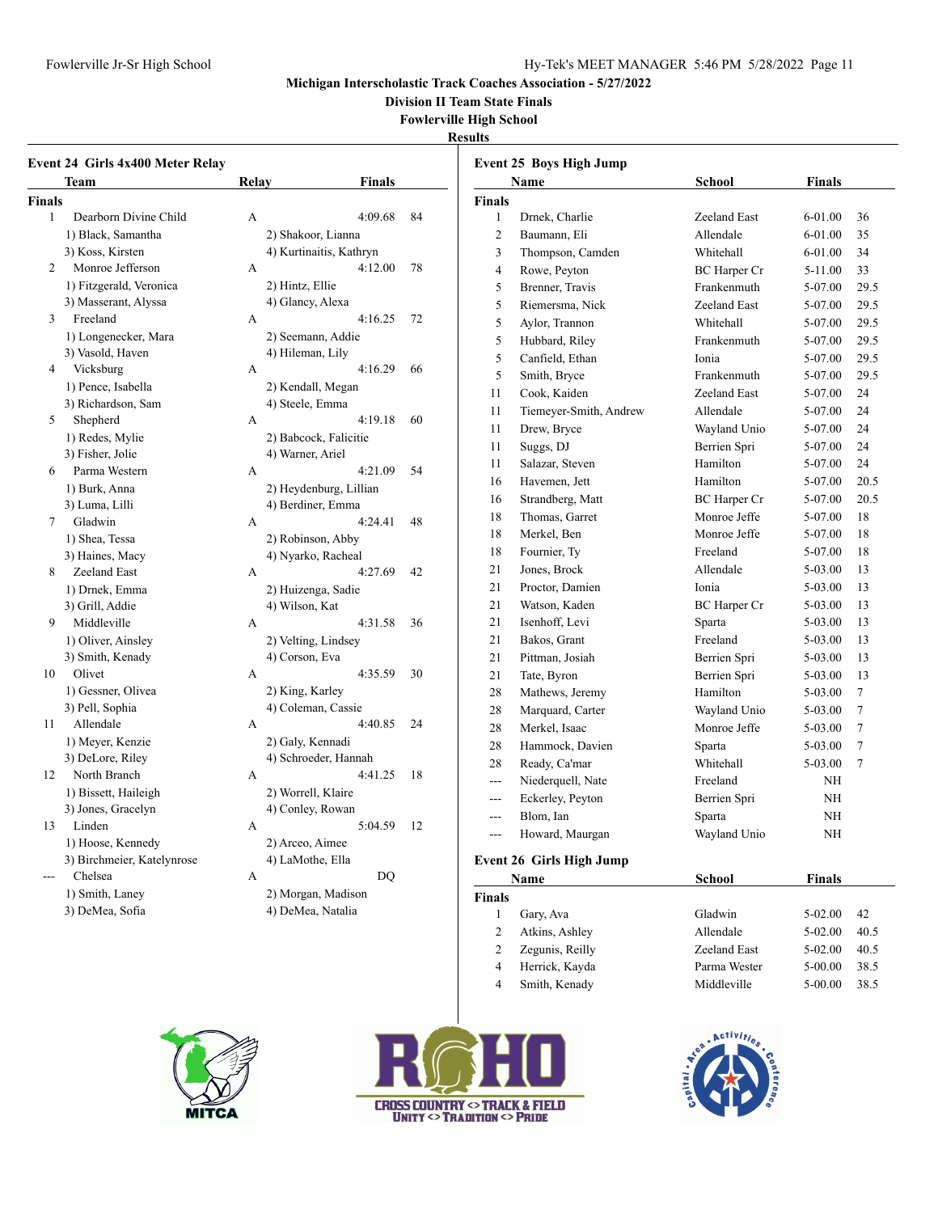# Michigan Interscholastic Track Coaches Association - 5/27/2022

## Division II Team State Finals

## Fowlerville High School

## Results

### Event 24 Girls 4x400 Meter Relay

**Finals**

| Place | Team | Relay | Finals | Points |
|---|---|---|---|---|
| 1 | Dearborn Divine Child | A | 4:09.68 | 84 |
| | 1) Black, Samantha; 2) Shakoor, Lianna; 3) Koss, Kirsten; 4) Kurtinaitis, Kathryn | | | |
| 2 | Monroe Jefferson | A | 4:12.00 | 78 |
| | 1) Fitzgerald, Veronica; 2) Hintz, Ellie; 3) Masserant, Alyssa; 4) Glancy, Alexa | | | |
| 3 | Freeland | A | 4:16.25 | 72 |
| | 1) Longenecker, Mara; 2) Seemann, Addie; 3) Vasold, Haven; 4) Hileman, Lily | | | |
| 4 | Vicksburg | A | 4:16.29 | 66 |
| | 1) Pence, Isabella; 2) Kendall, Megan; 3) Richardson, Sam; 4) Steele, Emma | | | |
| 5 | Shepherd | A | 4:19.18 | 60 |
| | 1) Redes, Mylie; 2) Babcock, Falicitie; 3) Fisher, Jolie; 4) Warner, Ariel | | | |
| 6 | Parma Western | A | 4:21.09 | 54 |
| | 1) Burk, Anna; 2) Heydenburg, Lillian; 3) Luma, Lilli; 4) Berdiner, Emma | | | |
| 7 | Gladwin | A | 4:24.41 | 48 |
| | 1) Shea, Tessa; 2) Robinson, Abby; 3) Haines, Macy; 4) Nyarko, Racheal | | | |
| 8 | Zeeland East | A | 4:27.69 | 42 |
| | 1) Drnek, Emma; 2) Huizenga, Sadie; 3) Grill, Addie; 4) Wilson, Kat | | | |
| 9 | Middleville | A | 4:31.58 | 36 |
| | 1) Oliver, Ainsley; 2) Velting, Lindsey; 3) Smith, Kenady; 4) Corson, Eva | | | |
| 10 | Olivet | A | 4:35.59 | 30 |
| | 1) Gessner, Olivea; 2) King, Karley; 3) Pell, Sophia; 4) Coleman, Cassie | | | |
| 11 | Allendale | A | 4:40.85 | 24 |
| | 1) Meyer, Kenzie; 2) Galy, Kennadi; 3) DeLore, Riley; 4) Schroeder, Hannah | | | |
| 12 | North Branch | A | 4:41.25 | 18 |
| | 1) Bissett, Haileigh; 2) Worrell, Klaire; 3) Jones, Gracelyn; 4) Conley, Rowan | | | |
| 13 | Linden | A | 5:04.59 | 12 |
| | 1) Hoose, Kennedy; 2) Arceo, Aimee; 3) Birchmeier, Katelynrose; 4) LaMothe, Ella | | | |
| --- | Chelsea | A | DQ | |
| | 1) Smith, Laney; 2) Morgan, Madison; 3) DeMea, Sofia; 4) DeMea, Natalia | | | |

### Event 25 Boys High Jump

**Finals**

| Place | Name | School | Finals | Points |
|---|---|---|---|---|
| 1 | Drnek, Charlie | Zeeland East | 6-01.00 | 36 |
| 2 | Baumann, Eli | Allendale | 6-01.00 | 35 |
| 3 | Thompson, Camden | Whitehall | 6-01.00 | 34 |
| 4 | Rowe, Peyton | BC Harper Cr | 5-11.00 | 33 |
| 5 | Brenner, Travis | Frankenmuth | 5-07.00 | 29.5 |
| 5 | Riemersma, Nick | Zeeland East | 5-07.00 | 29.5 |
| 5 | Aylor, Trannon | Whitehall | 5-07.00 | 29.5 |
| 5 | Hubbard, Riley | Frankenmuth | 5-07.00 | 29.5 |
| 5 | Canfield, Ethan | Ionia | 5-07.00 | 29.5 |
| 5 | Smith, Bryce | Frankenmuth | 5-07.00 | 29.5 |
| 11 | Cook, Kaiden | Zeeland East | 5-07.00 | 24 |
| 11 | Tiemeyer-Smith, Andrew | Allendale | 5-07.00 | 24 |
| 11 | Drew, Bryce | Wayland Unio | 5-07.00 | 24 |
| 11 | Suggs, DJ | Berrien Spri | 5-07.00 | 24 |
| 11 | Salazar, Steven | Hamilton | 5-07.00 | 24 |
| 16 | Havemen, Jett | Hamilton | 5-07.00 | 20.5 |
| 16 | Strandberg, Matt | BC Harper Cr | 5-07.00 | 20.5 |
| 18 | Thomas, Garret | Monroe Jeffe | 5-07.00 | 18 |
| 18 | Merkel, Ben | Monroe Jeffe | 5-07.00 | 18 |
| 18 | Fournier, Ty | Freeland | 5-07.00 | 18 |
| 21 | Jones, Brock | Allendale | 5-03.00 | 13 |
| 21 | Proctor, Damien | Ionia | 5-03.00 | 13 |
| 21 | Watson, Kaden | BC Harper Cr | 5-03.00 | 13 |
| 21 | Isenhoff, Levi | Sparta | 5-03.00 | 13 |
| 21 | Bakos, Grant | Freeland | 5-03.00 | 13 |
| 21 | Pittman, Josiah | Berrien Spri | 5-03.00 | 13 |
| 21 | Tate, Byron | Berrien Spri | 5-03.00 | 13 |
| 28 | Mathews, Jeremy | Hamilton | 5-03.00 | 7 |
| 28 | Marquard, Carter | Wayland Unio | 5-03.00 | 7 |
| 28 | Merkel, Isaac | Monroe Jeffe | 5-03.00 | 7 |
| 28 | Hammock, Davien | Sparta | 5-03.00 | 7 |
| 28 | Ready, Ca'mar | Whitehall | 5-03.00 | 7 |
| --- | Niederquell, Nate | Freeland | NH | |
| --- | Eckerley, Peyton | Berrien Spri | NH | |
| --- | Blom, Ian | Sparta | NH | |
| --- | Howard, Maurgan | Wayland Unio | NH | |

### Event 26 Girls High Jump

**Finals**

| Place | Name | School | Finals | Points |
|---|---|---|---|---|
| 1 | Gary, Ava | Gladwin | 5-02.00 | 42 |
| 2 | Atkins, Ashley | Allendale | 5-02.00 | 40.5 |
| 2 | Zegunis, Reilly | Zeeland East | 5-02.00 | 40.5 |
| 4 | Herrick, Kayda | Parma Wester | 5-00.00 | 38.5 |
| 4 | Smith, Kenady | Middleville | 5-00.00 | 38.5 |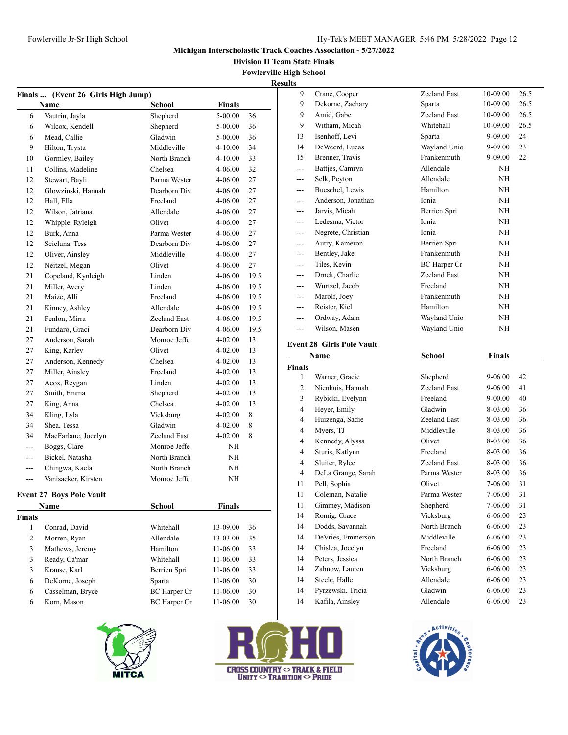Michigan Interscholastic Track Coaches Association - 5/27/2022

Division II Team State Finals

Fowlerville High School

Results

## Finals ... (Event 26 Girls High Jump)

| | Name | School | Finals | |
|---|---|---|---|---|
| 6 | Vautrin, Jayla | Shepherd | 5-00.00 | 36 |
| 6 | Wilcox, Kendell | Shepherd | 5-00.00 | 36 |
| 6 | Mead, Callie | Gladwin | 5-00.00 | 36 |
| 9 | Hilton, Trysta | Middleville | 4-10.00 | 34 |
| 10 | Gormley, Bailey | North Branch | 4-10.00 | 33 |
| 11 | Collins, Madeline | Chelsea | 4-06.00 | 32 |
| 12 | Stewart, Bayli | Parma Wester | 4-06.00 | 27 |
| 12 | Glowzinski, Hannah | Dearborn Div | 4-06.00 | 27 |
| 12 | Hall, Ella | Freeland | 4-06.00 | 27 |
| 12 | Wilson, Jatriana | Allendale | 4-06.00 | 27 |
| 12 | Whipple, Ryleigh | Olivet | 4-06.00 | 27 |
| 12 | Burk, Anna | Parma Wester | 4-06.00 | 27 |
| 12 | Scicluna, Tess | Dearborn Div | 4-06.00 | 27 |
| 12 | Oliver, Ainsley | Middleville | 4-06.00 | 27 |
| 12 | Neitzel, Megan | Olivet | 4-06.00 | 27 |
| 21 | Copeland, Kynleigh | Linden | 4-06.00 | 19.5 |
| 21 | Miller, Avery | Linden | 4-06.00 | 19.5 |
| 21 | Maize, Alli | Freeland | 4-06.00 | 19.5 |
| 21 | Kinney, Ashley | Allendale | 4-06.00 | 19.5 |
| 21 | Fenlon, Mirra | Zeeland East | 4-06.00 | 19.5 |
| 21 | Fundaro, Graci | Dearborn Div | 4-06.00 | 19.5 |
| 27 | Anderson, Sarah | Monroe Jeffe | 4-02.00 | 13 |
| 27 | King, Karley | Olivet | 4-02.00 | 13 |
| 27 | Anderson, Kennedy | Chelsea | 4-02.00 | 13 |
| 27 | Miller, Ainsley | Freeland | 4-02.00 | 13 |
| 27 | Acox, Reygan | Linden | 4-02.00 | 13 |
| 27 | Smith, Emma | Shepherd | 4-02.00 | 13 |
| 27 | King, Anna | Chelsea | 4-02.00 | 13 |
| 34 | Kling, Lyla | Vicksburg | 4-02.00 | 8 |
| 34 | Shea, Tessa | Gladwin | 4-02.00 | 8 |
| 34 | MacFarlane, Jocelyn | Zeeland East | 4-02.00 | 8 |
| --- | Boggs, Clare | Monroe Jeffe | NH | |
| --- | Bickel, Natasha | North Branch | NH | |
| --- | Chingwa, Kaela | North Branch | NH | |
| --- | Vanisacker, Kirsten | Monroe Jeffe | NH | |

## Event 27 Boys Pole Vault

**Finals**

| | Name | School | Finals | |
|---|---|---|---|---|
| 1 | Conrad, David | Whitehall | 13-09.00 | 36 |
| 2 | Morren, Ryan | Allendale | 13-03.00 | 35 |
| 3 | Mathews, Jeremy | Hamilton | 11-06.00 | 33 |
| 3 | Ready, Ca'mar | Whitehall | 11-06.00 | 33 |
| 3 | Krause, Karl | Berrien Spri | 11-06.00 | 33 |
| 6 | DeKorne, Joseph | Sparta | 11-06.00 | 30 |
| 6 | Casselman, Bryce | BC Harper Cr | 11-06.00 | 30 |
| 6 | Korn, Mason | BC Harper Cr | 11-06.00 | 30 |
| 9 | Crane, Cooper | Zeeland East | 10-09.00 | 26.5 |
| 9 | Dekorne, Zachary | Sparta | 10-09.00 | 26.5 |
| 9 | Amid, Gabe | Zeeland East | 10-09.00 | 26.5 |
| 9 | Witham, Micah | Whitehall | 10-09.00 | 26.5 |
| 13 | Isenhoff, Levi | Sparta | 9-09.00 | 24 |
| 14 | DeWeerd, Lucas | Wayland Unio | 9-09.00 | 23 |
| 15 | Brenner, Travis | Frankenmuth | 9-09.00 | 22 |
| --- | Battjes, Camryn | Allendale | NH | |
| --- | Selk, Peyton | Allendale | NH | |
| --- | Bueschel, Lewis | Hamilton | NH | |
| --- | Anderson, Jonathan | Ionia | NH | |
| --- | Jarvis, Micah | Berrien Spri | NH | |
| --- | Ledesma, Victor | Ionia | NH | |
| --- | Negrete, Christian | Ionia | NH | |
| --- | Autry, Kameron | Berrien Spri | NH | |
| --- | Bentley, Jake | Frankenmuth | NH | |
| --- | Tiles, Kevin | BC Harper Cr | NH | |
| --- | Drnek, Charlie | Zeeland East | NH | |
| --- | Wurtzel, Jacob | Freeland | NH | |
| --- | Marolf, Joey | Frankenmuth | NH | |
| --- | Reister, Kiel | Hamilton | NH | |
| --- | Ordway, Adam | Wayland Unio | NH | |
| --- | Wilson, Masen | Wayland Unio | NH | |

## Event 28 Girls Pole Vault

**Finals**

| | Name | School | Finals | |
|---|---|---|---|---|
| 1 | Warner, Gracie | Shepherd | 9-06.00 | 42 |
| 2 | Nienhuis, Hannah | Zeeland East | 9-06.00 | 41 |
| 3 | Rybicki, Evelynn | Freeland | 9-00.00 | 40 |
| 4 | Heyer, Emily | Gladwin | 8-03.00 | 36 |
| 4 | Huizenga, Sadie | Zeeland East | 8-03.00 | 36 |
| 4 | Myers, TJ | Middleville | 8-03.00 | 36 |
| 4 | Kennedy, Alyssa | Olivet | 8-03.00 | 36 |
| 4 | Sturis, Katlynn | Freeland | 8-03.00 | 36 |
| 4 | Sluiter, Rylee | Zeeland East | 8-03.00 | 36 |
| 4 | DeLa Grange, Sarah | Parma Wester | 8-03.00 | 36 |
| 11 | Pell, Sophia | Olivet | 7-06.00 | 31 |
| 11 | Coleman, Natalie | Parma Wester | 7-06.00 | 31 |
| 11 | Gimmey, Madison | Shepherd | 7-06.00 | 31 |
| 14 | Romig, Grace | Vicksburg | 6-06.00 | 23 |
| 14 | Dodds, Savannah | North Branch | 6-06.00 | 23 |
| 14 | DeVries, Emmerson | Middleville | 6-06.00 | 23 |
| 14 | Chislea, Jocelyn | Freeland | 6-06.00 | 23 |
| 14 | Peters, Jessica | North Branch | 6-06.00 | 23 |
| 14 | Zahnow, Lauren | Vicksburg | 6-06.00 | 23 |
| 14 | Steele, Halle | Allendale | 6-06.00 | 23 |
| 14 | Pyrzewski, Tricia | Gladwin | 6-06.00 | 23 |
| 14 | Kafila, Ainsley | Allendale | 6-06.00 | 23 |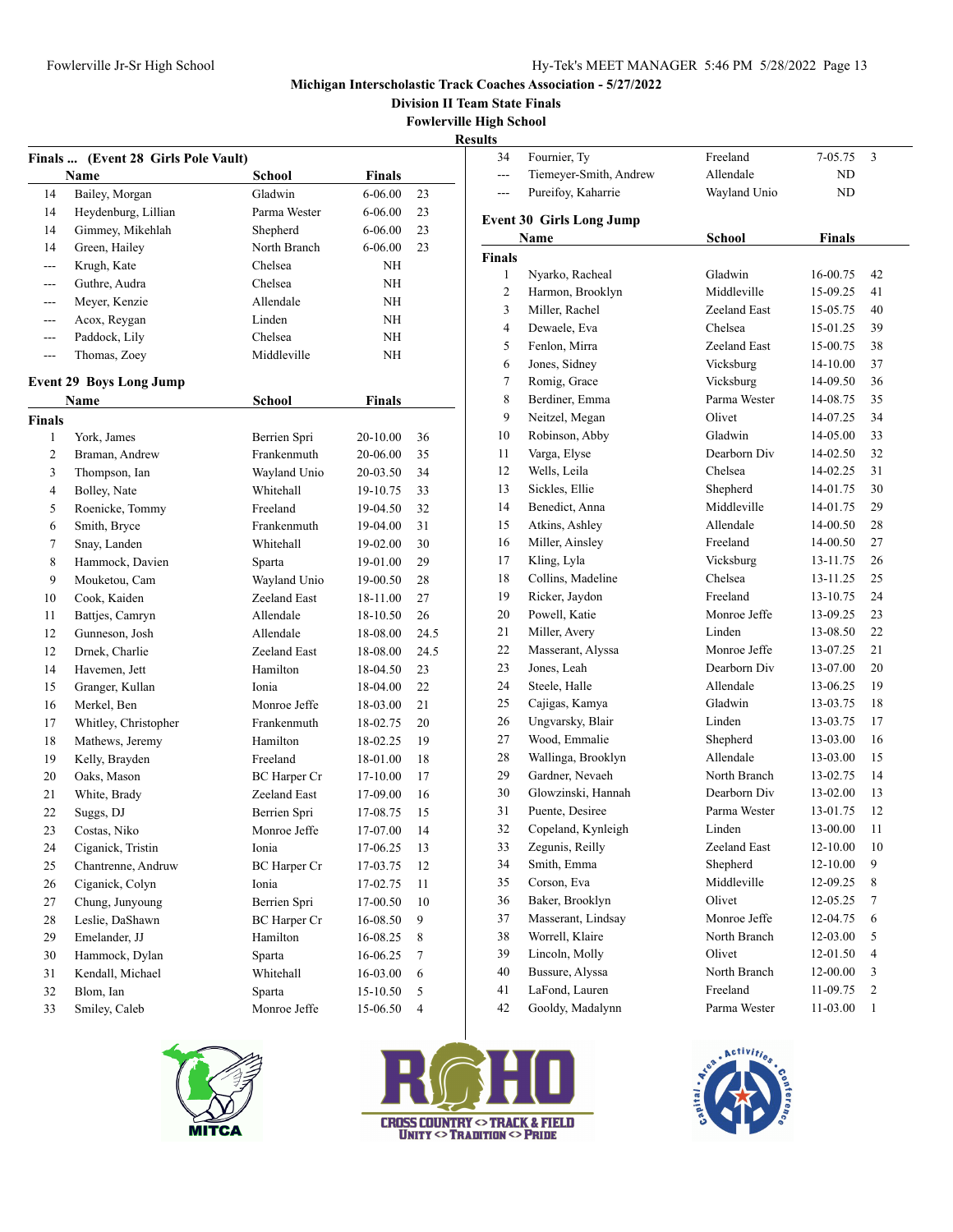Michigan Interscholastic Track Coaches Association - 5/27/2022

Division II Team State Finals

Fowlerville High School

Results

### Finals ... (Event 28 Girls Pole Vault)

| | Name | School | Finals | |
|---|---|---|---|---|
| 14 | Bailey, Morgan | Gladwin | 6-06.00 | 23 |
| 14 | Heydenburg, Lillian | Parma Wester | 6-06.00 | 23 |
| 14 | Gimmey, Mikehlah | Shepherd | 6-06.00 | 23 |
| 14 | Green, Hailey | North Branch | 6-06.00 | 23 |
| --- | Krugh, Kate | Chelsea | NH | |
| --- | Guthre, Audra | Chelsea | NH | |
| --- | Meyer, Kenzie | Allendale | NH | |
| --- | Acox, Reygan | Linden | NH | |
| --- | Paddock, Lily | Chelsea | NH | |
| --- | Thomas, Zoey | Middleville | NH | |

### Event 29 Boys Long Jump

| | Name | School | Finals | |
|---|---|---|---|---|
| **Finals** | | | | |
| 1 | York, James | Berrien Spri | 20-10.00 | 36 |
| 2 | Braman, Andrew | Frankenmuth | 20-06.00 | 35 |
| 3 | Thompson, Ian | Wayland Unio | 20-03.50 | 34 |
| 4 | Bolley, Nate | Whitehall | 19-10.75 | 33 |
| 5 | Roenicke, Tommy | Freeland | 19-04.50 | 32 |
| 6 | Smith, Bryce | Frankenmuth | 19-04.00 | 31 |
| 7 | Snay, Landen | Whitehall | 19-02.00 | 30 |
| 8 | Hammock, Davien | Sparta | 19-01.00 | 29 |
| 9 | Mouketou, Cam | Wayland Unio | 19-00.50 | 28 |
| 10 | Cook, Kaiden | Zeeland East | 18-11.00 | 27 |
| 11 | Battjes, Camryn | Allendale | 18-10.50 | 26 |
| 12 | Gunneson, Josh | Allendale | 18-08.00 | 24.5 |
| 12 | Drnek, Charlie | Zeeland East | 18-08.00 | 24.5 |
| 14 | Havemen, Jett | Hamilton | 18-04.50 | 23 |
| 15 | Granger, Kullan | Ionia | 18-04.00 | 22 |
| 16 | Merkel, Ben | Monroe Jeffe | 18-03.00 | 21 |
| 17 | Whitley, Christopher | Frankenmuth | 18-02.75 | 20 |
| 18 | Mathews, Jeremy | Hamilton | 18-02.25 | 19 |
| 19 | Kelly, Brayden | Freeland | 18-01.00 | 18 |
| 20 | Oaks, Mason | BC Harper Cr | 17-10.00 | 17 |
| 21 | White, Brady | Zeeland East | 17-09.00 | 16 |
| 22 | Suggs, DJ | Berrien Spri | 17-08.75 | 15 |
| 23 | Costas, Niko | Monroe Jeffe | 17-07.00 | 14 |
| 24 | Ciganick, Tristin | Ionia | 17-06.25 | 13 |
| 25 | Chantrenne, Andruw | BC Harper Cr | 17-03.75 | 12 |
| 26 | Ciganick, Colyn | Ionia | 17-02.75 | 11 |
| 27 | Chung, Junyoung | Berrien Spri | 17-00.50 | 10 |
| 28 | Leslie, DaShawn | BC Harper Cr | 16-08.50 | 9 |
| 29 | Emelander, JJ | Hamilton | 16-08.25 | 8 |
| 30 | Hammock, Dylan | Sparta | 16-06.25 | 7 |
| 31 | Kendall, Michael | Whitehall | 16-03.00 | 6 |
| 32 | Blom, Ian | Sparta | 15-10.50 | 5 |
| 33 | Smiley, Caleb | Monroe Jeffe | 15-06.50 | 4 |
| 34 | Fournier, Ty | Freeland | 7-05.75 | 3 |
| --- | Tiemeyer-Smith, Andrew | Allendale | ND | |
| --- | Pureifoy, Kaharrie | Wayland Unio | ND | |

### Event 30 Girls Long Jump

| | Name | School | Finals | |
|---|---|---|---|---|
| **Finals** | | | | |
| 1 | Nyarko, Racheal | Gladwin | 16-00.75 | 42 |
| 2 | Harmon, Brooklyn | Middleville | 15-09.25 | 41 |
| 3 | Miller, Rachel | Zeeland East | 15-05.75 | 40 |
| 4 | Dewaele, Eva | Chelsea | 15-01.25 | 39 |
| 5 | Fenlon, Mirra | Zeeland East | 15-00.75 | 38 |
| 6 | Jones, Sidney | Vicksburg | 14-10.00 | 37 |
| 7 | Romig, Grace | Vicksburg | 14-09.50 | 36 |
| 8 | Berdiner, Emma | Parma Wester | 14-08.75 | 35 |
| 9 | Neitzel, Megan | Olivet | 14-07.25 | 34 |
| 10 | Robinson, Abby | Gladwin | 14-05.00 | 33 |
| 11 | Varga, Elyse | Dearborn Div | 14-02.50 | 32 |
| 12 | Wells, Leila | Chelsea | 14-02.25 | 31 |
| 13 | Sickles, Ellie | Shepherd | 14-01.75 | 30 |
| 14 | Benedict, Anna | Middleville | 14-01.75 | 29 |
| 15 | Atkins, Ashley | Allendale | 14-00.50 | 28 |
| 16 | Miller, Ainsley | Freeland | 14-00.50 | 27 |
| 17 | Kling, Lyla | Vicksburg | 13-11.75 | 26 |
| 18 | Collins, Madeline | Chelsea | 13-11.25 | 25 |
| 19 | Ricker, Jaydon | Freeland | 13-10.75 | 24 |
| 20 | Powell, Katie | Monroe Jeffe | 13-09.25 | 23 |
| 21 | Miller, Avery | Linden | 13-08.50 | 22 |
| 22 | Masserant, Alyssa | Monroe Jeffe | 13-07.25 | 21 |
| 23 | Jones, Leah | Dearborn Div | 13-07.00 | 20 |
| 24 | Steele, Halle | Allendale | 13-06.25 | 19 |
| 25 | Cajigas, Kamya | Gladwin | 13-03.75 | 18 |
| 26 | Ungvarsky, Blair | Linden | 13-03.75 | 17 |
| 27 | Wood, Emmalie | Shepherd | 13-03.00 | 16 |
| 28 | Wallinga, Brooklyn | Allendale | 13-03.00 | 15 |
| 29 | Gardner, Nevaeh | North Branch | 13-02.75 | 14 |
| 30 | Glowzinski, Hannah | Dearborn Div | 13-02.00 | 13 |
| 31 | Puente, Desiree | Parma Wester | 13-01.75 | 12 |
| 32 | Copeland, Kynleigh | Linden | 13-00.00 | 11 |
| 33 | Zegunis, Reilly | Zeeland East | 12-10.00 | 10 |
| 34 | Smith, Emma | Shepherd | 12-10.00 | 9 |
| 35 | Corson, Eva | Middleville | 12-09.25 | 8 |
| 36 | Baker, Brooklyn | Olivet | 12-05.25 | 7 |
| 37 | Masserant, Lindsay | Monroe Jeffe | 12-04.75 | 6 |
| 38 | Worrell, Klaire | North Branch | 12-03.00 | 5 |
| 39 | Lincoln, Molly | Olivet | 12-01.50 | 4 |
| 40 | Bussure, Alyssa | North Branch | 12-00.00 | 3 |
| 41 | LaFond, Lauren | Freeland | 11-09.75 | 2 |
| 42 | Gooldy, Madalynn | Parma Wester | 11-03.00 | 1 |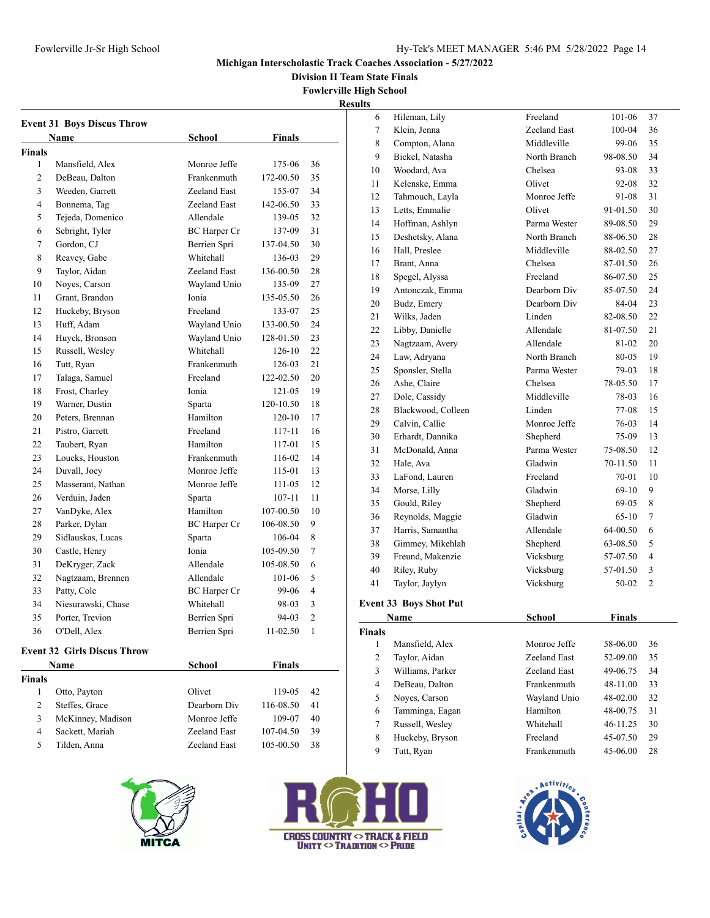# Michigan Interscholastic Track Coaches Association - 5/27/2022

## Division II Team State Finals

## Fowlerville High School

## Results

### Event 31 Boys Discus Throw

| | Name | School | Finals | |
|---|---|---|---|---|
| **Finals** | | | | |
| 1 | Mansfield, Alex | Monroe Jeffe | 175-06 | 36 |
| 2 | DeBeau, Dalton | Frankenmuth | 172-00.50 | 35 |
| 3 | Weeden, Garrett | Zeeland East | 155-07 | 34 |
| 4 | Bonnema, Tag | Zeeland East | 142-06.50 | 33 |
| 5 | Tejeda, Domenico | Allendale | 139-05 | 32 |
| 6 | Sebright, Tyler | BC Harper Cr | 137-09 | 31 |
| 7 | Gordon, CJ | Berrien Spri | 137-04.50 | 30 |
| 8 | Reavey, Gabe | Whitehall | 136-03 | 29 |
| 9 | Taylor, Aidan | Zeeland East | 136-00.50 | 28 |
| 10 | Noyes, Carson | Wayland Unio | 135-09 | 27 |
| 11 | Grant, Brandon | Ionia | 135-05.50 | 26 |
| 12 | Huckeby, Bryson | Freeland | 133-07 | 25 |
| 13 | Huff, Adam | Wayland Unio | 133-00.50 | 24 |
| 14 | Huyck, Bronson | Wayland Unio | 128-01.50 | 23 |
| 15 | Russell, Wesley | Whitehall | 126-10 | 22 |
| 16 | Tutt, Ryan | Frankenmuth | 126-03 | 21 |
| 17 | Talaga, Samuel | Freeland | 122-02.50 | 20 |
| 18 | Frost, Charley | Ionia | 121-05 | 19 |
| 19 | Warner, Dustin | Sparta | 120-10.50 | 18 |
| 20 | Peters, Brennan | Hamilton | 120-10 | 17 |
| 21 | Pistro, Garrett | Freeland | 117-11 | 16 |
| 22 | Taubert, Ryan | Hamilton | 117-01 | 15 |
| 23 | Loucks, Houston | Frankenmuth | 116-02 | 14 |
| 24 | Duvall, Joey | Monroe Jeffe | 115-01 | 13 |
| 25 | Masserant, Nathan | Monroe Jeffe | 111-05 | 12 |
| 26 | Verduin, Jaden | Sparta | 107-11 | 11 |
| 27 | VanDyke, Alex | Hamilton | 107-00.50 | 10 |
| 28 | Parker, Dylan | BC Harper Cr | 106-08.50 | 9 |
| 29 | Sidlauskas, Lucas | Sparta | 106-04 | 8 |
| 30 | Castle, Henry | Ionia | 105-09.50 | 7 |
| 31 | DeKryger, Zack | Allendale | 105-08.50 | 6 |
| 32 | Nagtzaam, Brennen | Allendale | 101-06 | 5 |
| 33 | Patty, Cole | BC Harper Cr | 99-06 | 4 |
| 34 | Niesurawski, Chase | Whitehall | 98-03 | 3 |
| 35 | Porter, Trevion | Berrien Spri | 94-03 | 2 |
| 36 | O'Dell, Alex | Berrien Spri | 11-02.50 | 1 |

### Event 32 Girls Discus Throw

| | Name | School | Finals | |
|---|---|---|---|---|
| **Finals** | | | | |
| 1 | Otto, Payton | Olivet | 119-05 | 42 |
| 2 | Steffes, Grace | Dearborn Div | 116-08.50 | 41 |
| 3 | McKinney, Madison | Monroe Jeffe | 109-07 | 40 |
| 4 | Sackett, Mariah | Zeeland East | 107-04.50 | 39 |
| 5 | Tilden, Anna | Zeeland East | 105-00.50 | 38 |
| 6 | Hileman, Lily | Freeland | 101-06 | 37 |
| 7 | Klein, Jenna | Zeeland East | 100-04 | 36 |
| 8 | Compton, Alana | Middleville | 99-06 | 35 |
| 9 | Bickel, Natasha | North Branch | 98-08.50 | 34 |
| 10 | Woodard, Ava | Chelsea | 93-08 | 33 |
| 11 | Kelenske, Emma | Olivet | 92-08 | 32 |
| 12 | Tahmouch, Layla | Monroe Jeffe | 91-08 | 31 |
| 13 | Letts, Emmalie | Olivet | 91-01.50 | 30 |
| 14 | Hoffman, Ashlyn | Parma Wester | 89-08.50 | 29 |
| 15 | Deshetsky, Alana | North Branch | 88-06.50 | 28 |
| 16 | Hall, Preslee | Middleville | 88-02.50 | 27 |
| 17 | Brant, Anna | Chelsea | 87-01.50 | 26 |
| 18 | Spegel, Alyssa | Freeland | 86-07.50 | 25 |
| 19 | Antonczak, Emma | Dearborn Div | 85-07.50 | 24 |
| 20 | Budz, Emery | Dearborn Div | 84-04 | 23 |
| 21 | Wilks, Jaden | Linden | 82-08.50 | 22 |
| 22 | Libby, Danielle | Allendale | 81-07.50 | 21 |
| 23 | Nagtzaam, Avery | Allendale | 81-02 | 20 |
| 24 | Law, Adryana | North Branch | 80-05 | 19 |
| 25 | Sponsler, Stella | Parma Wester | 79-03 | 18 |
| 26 | Ashe, Claire | Chelsea | 78-05.50 | 17 |
| 27 | Dole, Cassidy | Middleville | 78-03 | 16 |
| 28 | Blackwood, Colleen | Linden | 77-08 | 15 |
| 29 | Calvin, Callie | Monroe Jeffe | 76-03 | 14 |
| 30 | Erhardt, Dannika | Shepherd | 75-09 | 13 |
| 31 | McDonald, Anna | Parma Wester | 75-08.50 | 12 |
| 32 | Hale, Ava | Gladwin | 70-11.50 | 11 |
| 33 | LaFond, Lauren | Freeland | 70-01 | 10 |
| 34 | Morse, Lilly | Gladwin | 69-10 | 9 |
| 35 | Gould, Riley | Shepherd | 69-05 | 8 |
| 36 | Reynolds, Maggie | Gladwin | 65-10 | 7 |
| 37 | Harris, Samantha | Allendale | 64-00.50 | 6 |
| 38 | Gimmey, Mikehlah | Shepherd | 63-08.50 | 5 |
| 39 | Freund, Makenzie | Vicksburg | 57-07.50 | 4 |
| 40 | Riley, Ruby | Vicksburg | 57-01.50 | 3 |
| 41 | Taylor, Jaylyn | Vicksburg | 50-02 | 2 |

### Event 33 Boys Shot Put

| | Name | School | Finals | |
|---|---|---|---|---|
| **Finals** | | | | |
| 1 | Mansfield, Alex | Monroe Jeffe | 58-06.00 | 36 |
| 2 | Taylor, Aidan | Zeeland East | 52-09.00 | 35 |
| 3 | Williams, Parker | Zeeland East | 49-06.75 | 34 |
| 4 | DeBeau, Dalton | Frankenmuth | 48-11.00 | 33 |
| 5 | Noyes, Carson | Wayland Unio | 48-02.00 | 32 |
| 6 | Tamminga, Eagan | Hamilton | 48-00.75 | 31 |
| 7 | Russell, Wesley | Whitehall | 46-11.25 | 30 |
| 8 | Huckeby, Bryson | Freeland | 45-07.50 | 29 |
| 9 | Tutt, Ryan | Frankenmuth | 45-06.00 | 28 |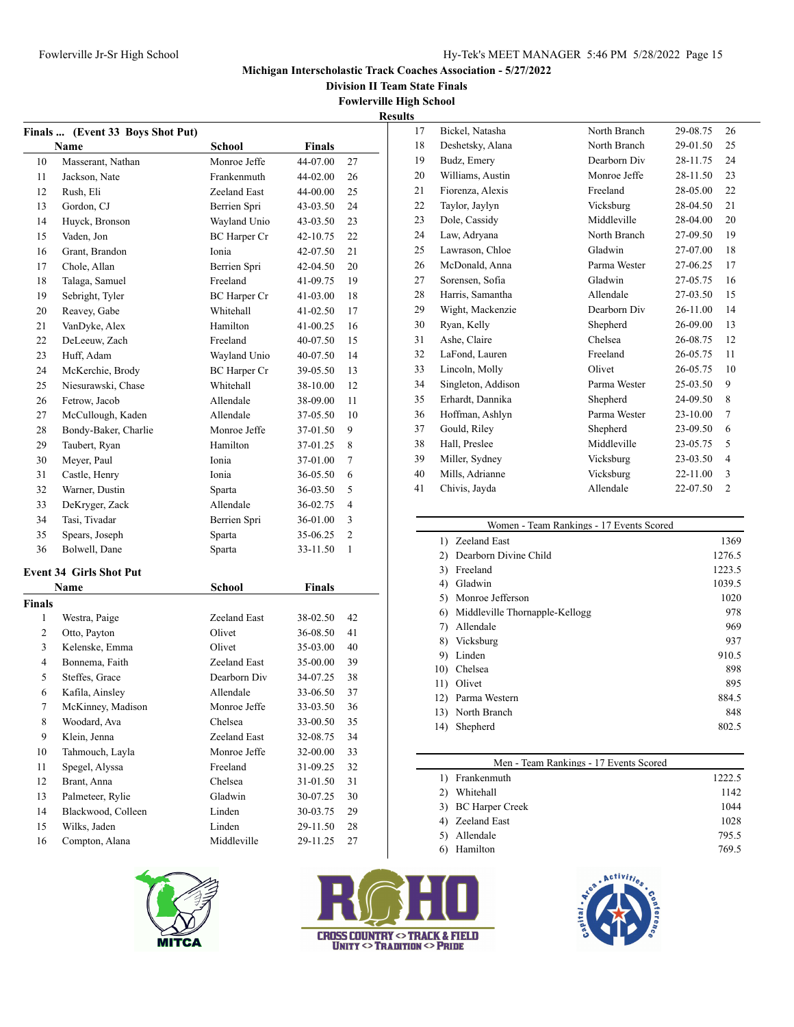## Michigan Interscholastic Track Coaches Association - 5/27/2022

### Division II Team State Finals

### Fowlerville High School

### Results

**Finals ... (Event 33 Boys Shot Put)**

| | Name | School | Finals | |
|---|---|---|---|---|
| 10 | Masserant, Nathan | Monroe Jeffe | 44-07.00 | 27 |
| 11 | Jackson, Nate | Frankenmuth | 44-02.00 | 26 |
| 12 | Rush, Eli | Zeeland East | 44-00.00 | 25 |
| 13 | Gordon, CJ | Berrien Spri | 43-03.50 | 24 |
| 14 | Huyck, Bronson | Wayland Unio | 43-03.50 | 23 |
| 15 | Vaden, Jon | BC Harper Cr | 42-10.75 | 22 |
| 16 | Grant, Brandon | Ionia | 42-07.50 | 21 |
| 17 | Chole, Allan | Berrien Spri | 42-04.50 | 20 |
| 18 | Talaga, Samuel | Freeland | 41-09.75 | 19 |
| 19 | Sebright, Tyler | BC Harper Cr | 41-03.00 | 18 |
| 20 | Reavey, Gabe | Whitehall | 41-02.50 | 17 |
| 21 | VanDyke, Alex | Hamilton | 41-00.25 | 16 |
| 22 | DeLeeuw, Zach | Freeland | 40-07.50 | 15 |
| 23 | Huff, Adam | Wayland Unio | 40-07.50 | 14 |
| 24 | McKerchie, Brody | BC Harper Cr | 39-05.50 | 13 |
| 25 | Niesurawski, Chase | Whitehall | 38-10.00 | 12 |
| 26 | Fetrow, Jacob | Allendale | 38-09.00 | 11 |
| 27 | McCullough, Kaden | Allendale | 37-05.50 | 10 |
| 28 | Bondy-Baker, Charlie | Monroe Jeffe | 37-01.50 | 9 |
| 29 | Taubert, Ryan | Hamilton | 37-01.25 | 8 |
| 30 | Meyer, Paul | Ionia | 37-01.00 | 7 |
| 31 | Castle, Henry | Ionia | 36-05.50 | 6 |
| 32 | Warner, Dustin | Sparta | 36-03.50 | 5 |
| 33 | DeKryger, Zack | Allendale | 36-02.75 | 4 |
| 34 | Tasi, Tivadar | Berrien Spri | 36-01.00 | 3 |
| 35 | Spears, Joseph | Sparta | 35-06.25 | 2 |
| 36 | Bolwell, Dane | Sparta | 33-11.50 | 1 |

**Event 34 Girls Shot Put**

| | Name | School | Finals | |
|---|---|---|---|---|
| **Finals** | | | | |
| 1 | Westra, Paige | Zeeland East | 38-02.50 | 42 |
| 2 | Otto, Payton | Olivet | 36-08.50 | 41 |
| 3 | Kelenske, Emma | Olivet | 35-03.00 | 40 |
| 4 | Bonnema, Faith | Zeeland East | 35-00.00 | 39 |
| 5 | Steffes, Grace | Dearborn Div | 34-07.25 | 38 |
| 6 | Kafila, Ainsley | Allendale | 33-06.50 | 37 |
| 7 | McKinney, Madison | Monroe Jeffe | 33-03.50 | 36 |
| 8 | Woodard, Ava | Chelsea | 33-00.50 | 35 |
| 9 | Klein, Jenna | Zeeland East | 32-08.75 | 34 |
| 10 | Tahmouch, Layla | Monroe Jeffe | 32-00.00 | 33 |
| 11 | Spegel, Alyssa | Freeland | 31-09.25 | 32 |
| 12 | Brant, Anna | Chelsea | 31-01.50 | 31 |
| 13 | Palmeteer, Rylie | Gladwin | 30-07.25 | 30 |
| 14 | Blackwood, Colleen | Linden | 30-03.75 | 29 |
| 15 | Wilks, Jaden | Linden | 29-11.50 | 28 |
| 16 | Compton, Alana | Middleville | 29-11.25 | 27 |
| 17 | Bickel, Natasha | North Branch | 29-08.75 | 26 |
| 18 | Deshetsky, Alana | North Branch | 29-01.50 | 25 |
| 19 | Budz, Emery | Dearborn Div | 28-11.75 | 24 |
| 20 | Williams, Austin | Monroe Jeffe | 28-11.50 | 23 |
| 21 | Fiorenza, Alexis | Freeland | 28-05.00 | 22 |
| 22 | Taylor, Jaylyn | Vicksburg | 28-04.50 | 21 |
| 23 | Dole, Cassidy | Middleville | 28-04.00 | 20 |
| 24 | Law, Adryana | North Branch | 27-09.50 | 19 |
| 25 | Lawrason, Chloe | Gladwin | 27-07.00 | 18 |
| 26 | McDonald, Anna | Parma Wester | 27-06.25 | 17 |
| 27 | Sorensen, Sofia | Gladwin | 27-05.75 | 16 |
| 28 | Harris, Samantha | Allendale | 27-03.50 | 15 |
| 29 | Wight, Mackenzie | Dearborn Div | 26-11.00 | 14 |
| 30 | Ryan, Kelly | Shepherd | 26-09.00 | 13 |
| 31 | Ashe, Claire | Chelsea | 26-08.75 | 12 |
| 32 | LaFond, Lauren | Freeland | 26-05.75 | 11 |
| 33 | Lincoln, Molly | Olivet | 26-05.75 | 10 |
| 34 | Singleton, Addison | Parma Wester | 25-03.50 | 9 |
| 35 | Erhardt, Dannika | Shepherd | 24-09.50 | 8 |
| 36 | Hoffman, Ashlyn | Parma Wester | 23-10.00 | 7 |
| 37 | Gould, Riley | Shepherd | 23-09.50 | 6 |
| 38 | Hall, Preslee | Middleville | 23-05.75 | 5 |
| 39 | Miller, Sydney | Vicksburg | 23-03.50 | 4 |
| 40 | Mills, Adrianne | Vicksburg | 22-11.00 | 3 |
| 41 | Chivis, Jayda | Allendale | 22-07.50 | 2 |

**Women - Team Rankings - 17 Events Scored**

| | Team | Points |
|---|---|---|
| 1) | Zeeland East | 1369 |
| 2) | Dearborn Divine Child | 1276.5 |
| 3) | Freeland | 1223.5 |
| 4) | Gladwin | 1039.5 |
| 5) | Monroe Jefferson | 1020 |
| 6) | Middleville Thornapple-Kellogg | 978 |
| 7) | Allendale | 969 |
| 8) | Vicksburg | 937 |
| 9) | Linden | 910.5 |
| 10) | Chelsea | 898 |
| 11) | Olivet | 895 |
| 12) | Parma Western | 884.5 |
| 13) | North Branch | 848 |
| 14) | Shepherd | 802.5 |

**Men - Team Rankings - 17 Events Scored**

| | Team | Points |
|---|---|---|
| 1) | Frankenmuth | 1222.5 |
| 2) | Whitehall | 1142 |
| 3) | BC Harper Creek | 1044 |
| 4) | Zeeland East | 1028 |
| 5) | Allendale | 795.5 |
| 6) | Hamilton | 769.5 |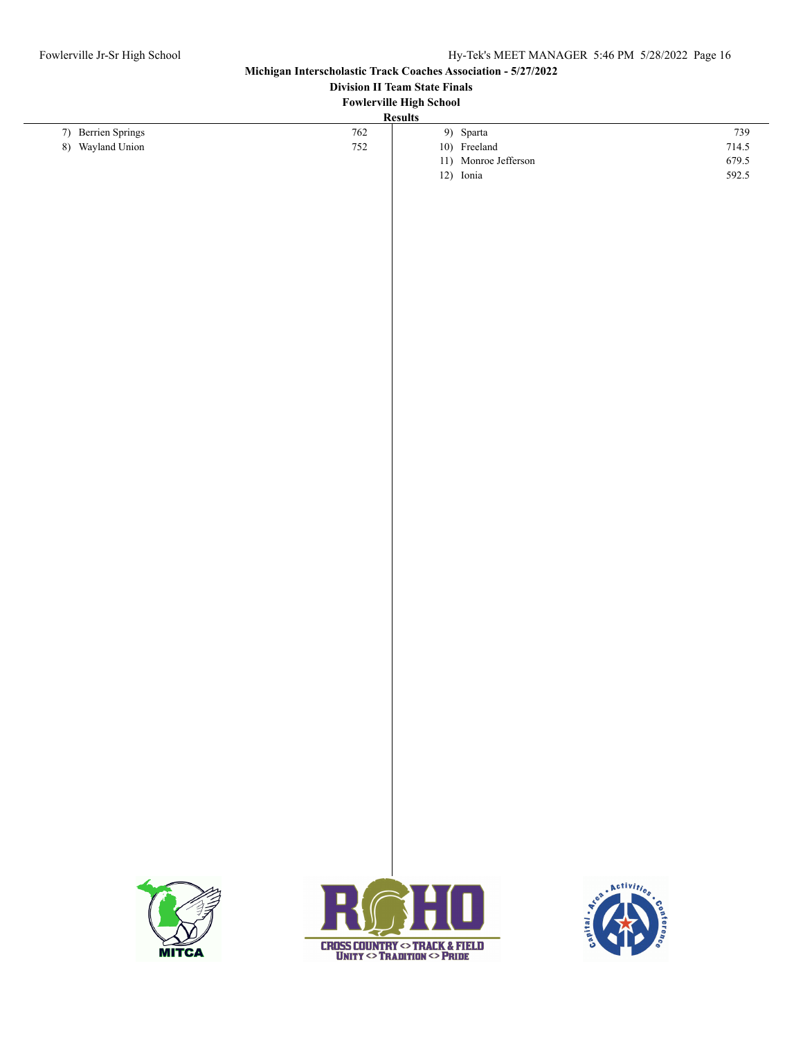**Michigan Interscholastic Track Coaches Association - 5/27/2022**

**Division II Team State Finals**

**Fowlerville High School**

**Results**

7) Berrien Springs 762

8) Wayland Union 752

9) Sparta 739

10) Freeland 714.5

11) Monroe Jefferson 679.5

12) Ionia 592.5